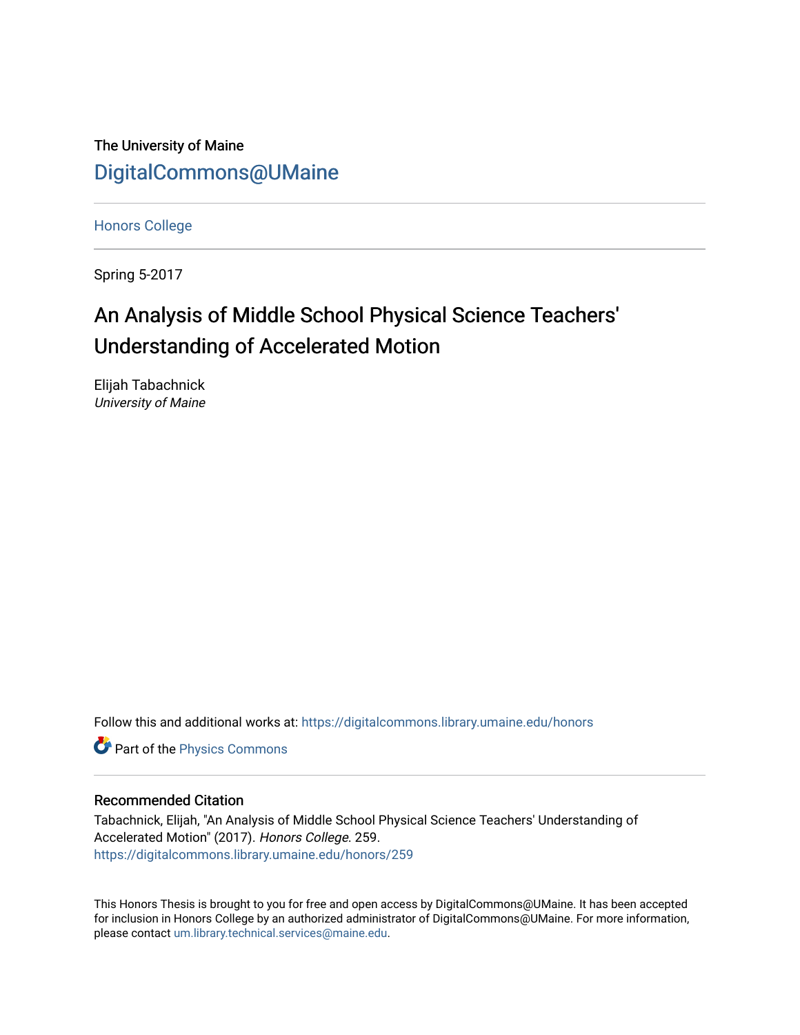The University of Maine

DigitalCommons@UMaine

Honors College

Spring 5-2017

# An Analysis of Middle School Physical Science Teachers' Understanding of Accelerated Motion

Elijah Tabachnick
*University of Maine*

Follow this and additional works at: https://digitalcommons.library.umaine.edu/honors

Part of the Physics Commons

## Recommended Citation

Tabachnick, Elijah, "An Analysis of Middle School Physical Science Teachers' Understanding of Accelerated Motion" (2017). *Honors College*. 259.
https://digitalcommons.library.umaine.edu/honors/259

This Honors Thesis is brought to you for free and open access by DigitalCommons@UMaine. It has been accepted for inclusion in Honors College by an authorized administrator of DigitalCommons@UMaine. For more information, please contact um.library.technical.services@maine.edu.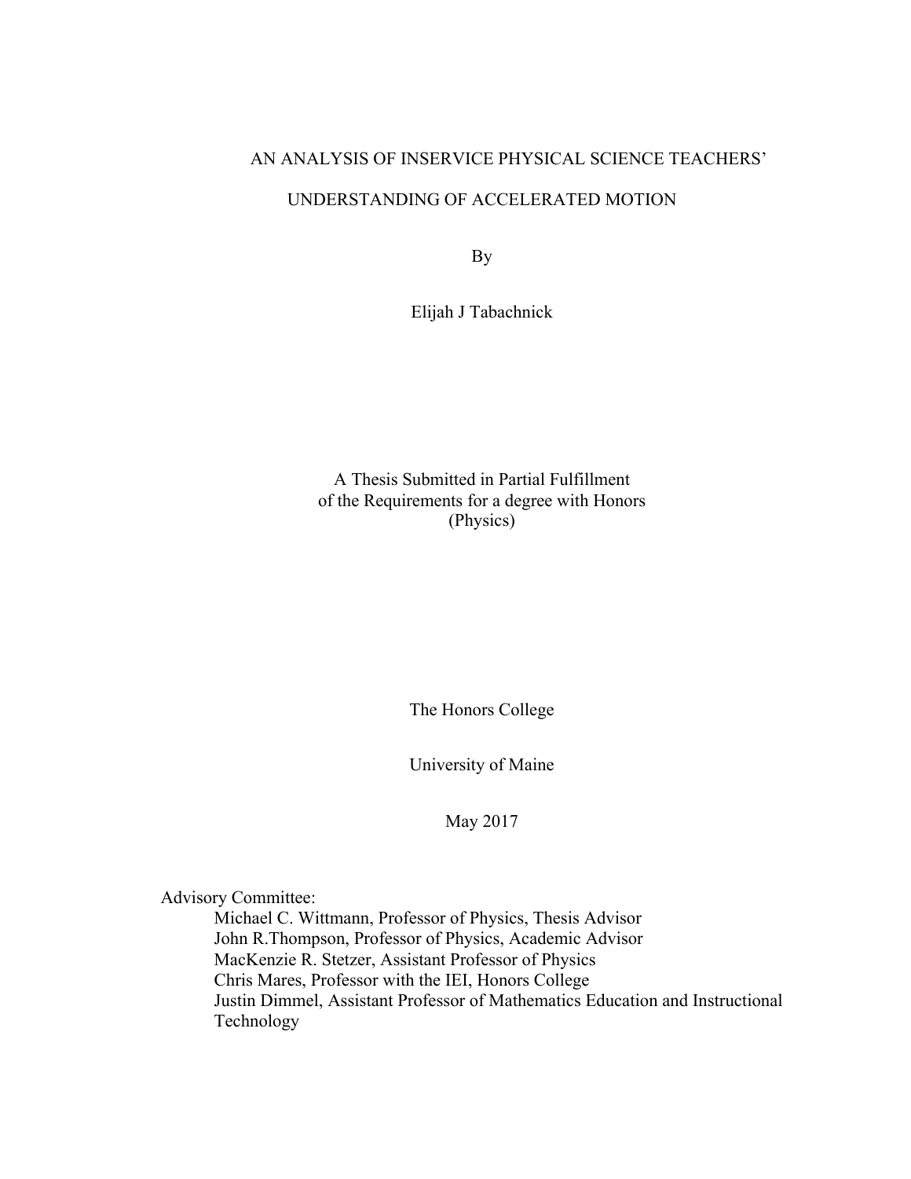# AN ANALYSIS OF INSERVICE PHYSICAL SCIENCE TEACHERS' UNDERSTANDING OF ACCELERATED MOTION

By

Elijah J Tabachnick

A Thesis Submitted in Partial Fulfillment
of the Requirements for a degree with Honors
(Physics)

The Honors College

University of Maine

May 2017

Advisory Committee:

Michael C. Wittmann, Professor of Physics, Thesis Advisor
John R.Thompson, Professor of Physics, Academic Advisor
MacKenzie R. Stetzer, Assistant Professor of Physics
Chris Mares, Professor with the IEI, Honors College
Justin Dimmel, Assistant Professor of Mathematics Education and Instructional Technology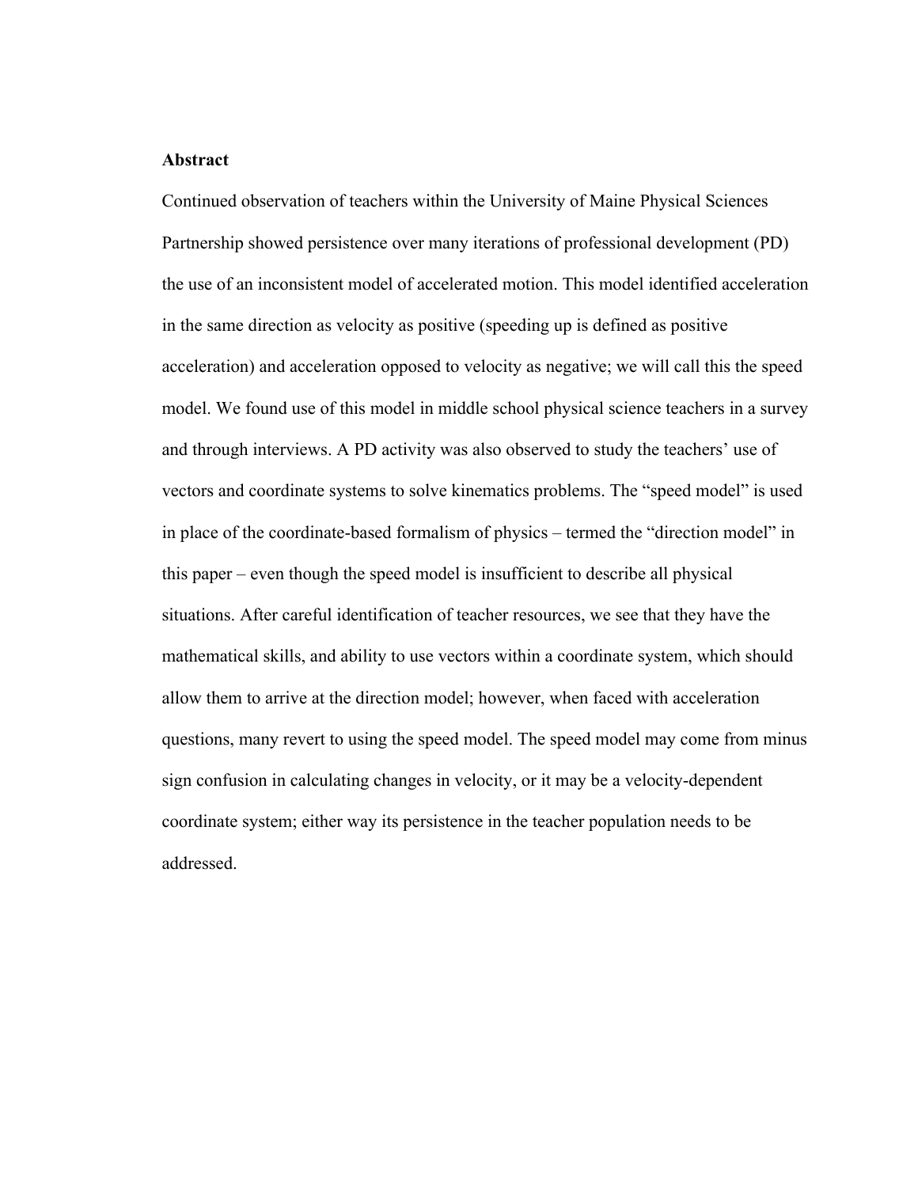**Abstract**

Continued observation of teachers within the University of Maine Physical Sciences Partnership showed persistence over many iterations of professional development (PD) the use of an inconsistent model of accelerated motion. This model identified acceleration in the same direction as velocity as positive (speeding up is defined as positive acceleration) and acceleration opposed to velocity as negative; we will call this the speed model. We found use of this model in middle school physical science teachers in a survey and through interviews. A PD activity was also observed to study the teachers' use of vectors and coordinate systems to solve kinematics problems. The "speed model" is used in place of the coordinate-based formalism of physics – termed the "direction model" in this paper – even though the speed model is insufficient to describe all physical situations. After careful identification of teacher resources, we see that they have the mathematical skills, and ability to use vectors within a coordinate system, which should allow them to arrive at the direction model; however, when faced with acceleration questions, many revert to using the speed model. The speed model may come from minus sign confusion in calculating changes in velocity, or it may be a velocity-dependent coordinate system; either way its persistence in the teacher population needs to be addressed.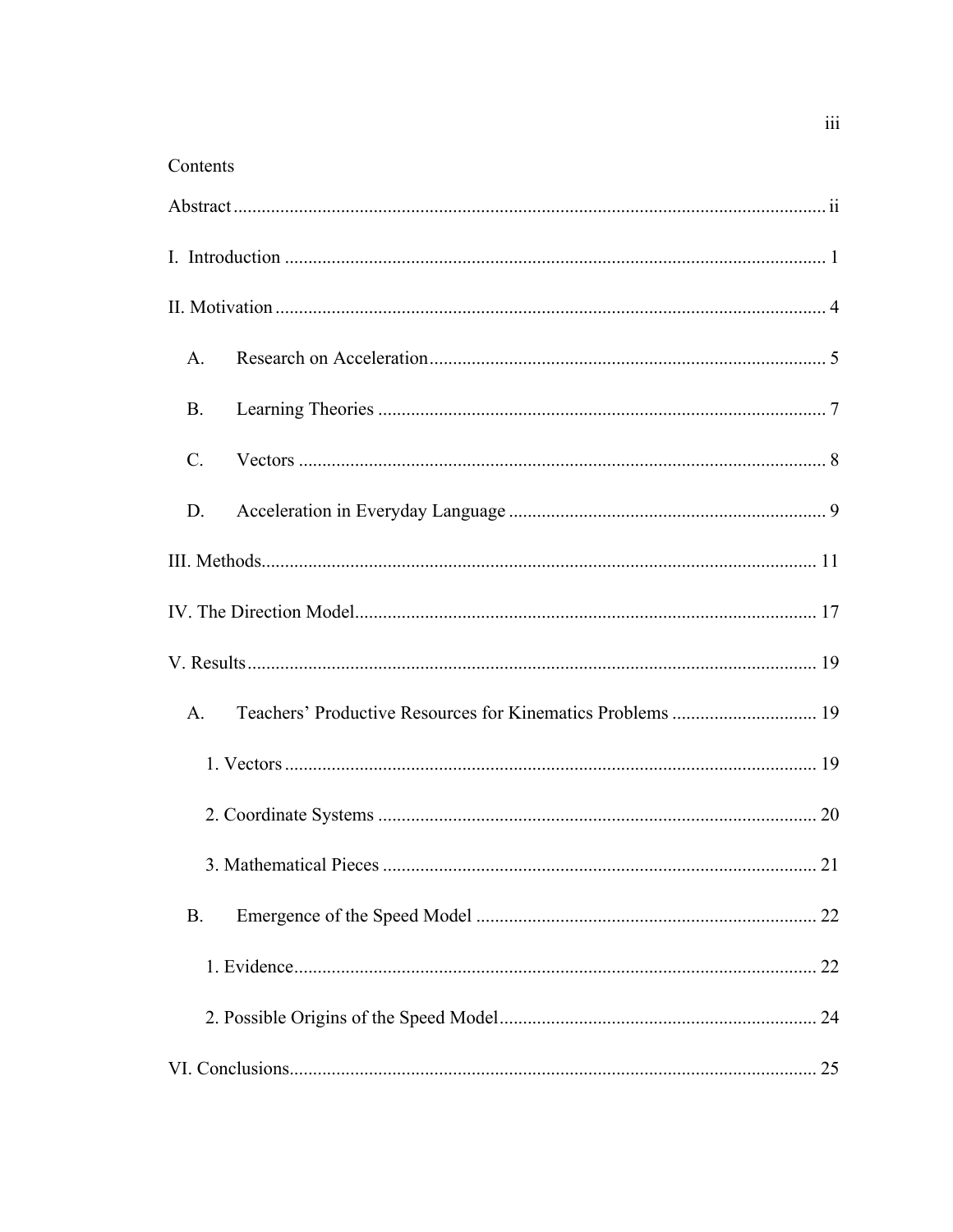# Contents

Abstract ........ ii

I. Introduction ........ 1

II. Motivation ........ 4

- A. Research on Acceleration ........ 5
- B. Learning Theories ........ 7
- C. Vectors ........ 8
- D. Acceleration in Everyday Language ........ 9

III. Methods ........ 11

IV. The Direction Model ........ 17

V. Results ........ 19

- A. Teachers' Productive Resources for Kinematics Problems ........ 19
  - 1. Vectors ........ 19
  - 2. Coordinate Systems ........ 20
  - 3. Mathematical Pieces ........ 21
- B. Emergence of the Speed Model ........ 22
  - 1. Evidence ........ 22
  - 2. Possible Origins of the Speed Model ........ 24

VI. Conclusions ........ 25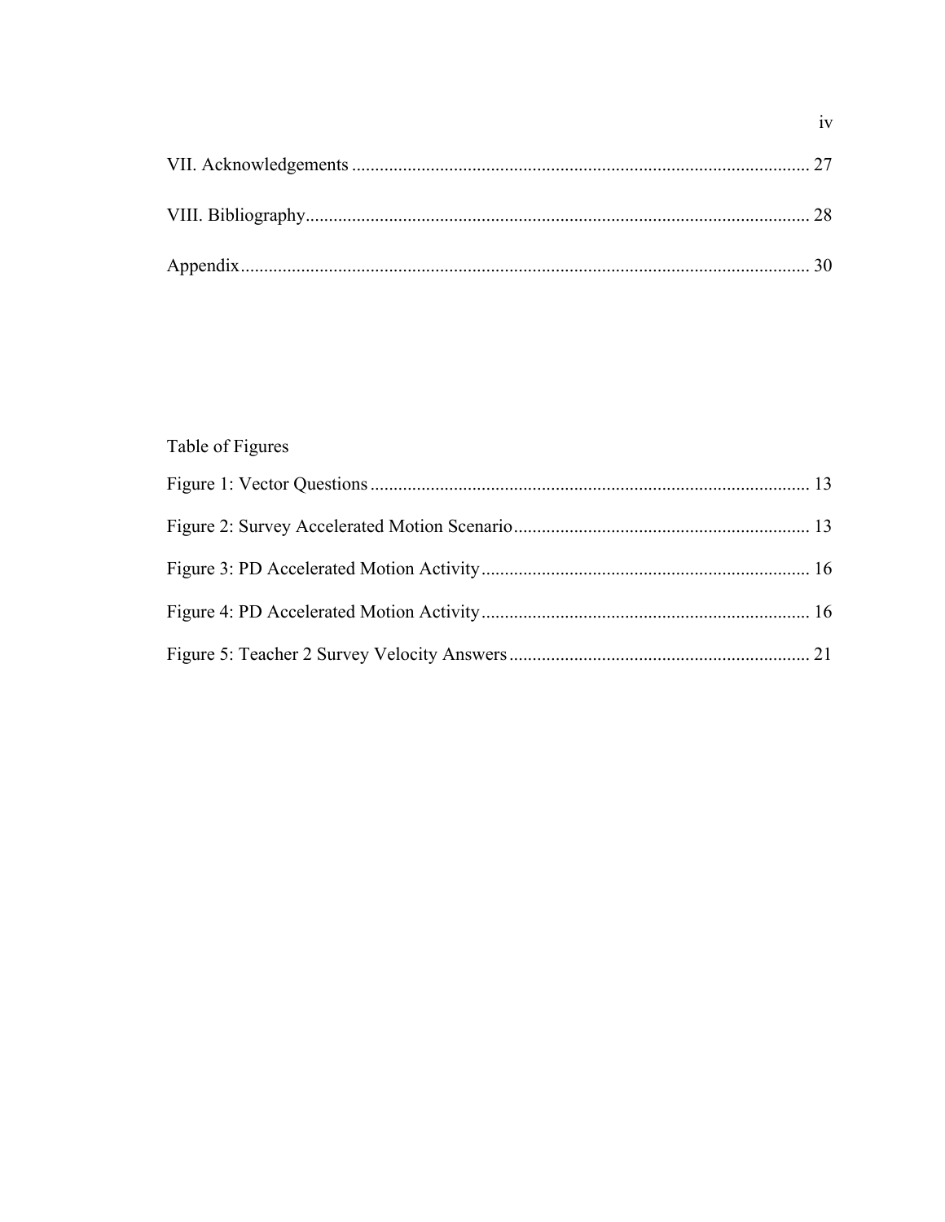VII. Acknowledgements .................................................................................................. 27

VIII. Bibliography............................................................................................................ 28

Appendix.......................................................................................................................... 30

Table of Figures

Figure 1: Vector Questions .............................................................................................. 13

Figure 2: Survey Accelerated Motion Scenario ............................................................... 13

Figure 3: PD Accelerated Motion Activity ...................................................................... 16

Figure 4: PD Accelerated Motion Activity ...................................................................... 16

Figure 5: Teacher 2 Survey Velocity Answers ................................................................ 21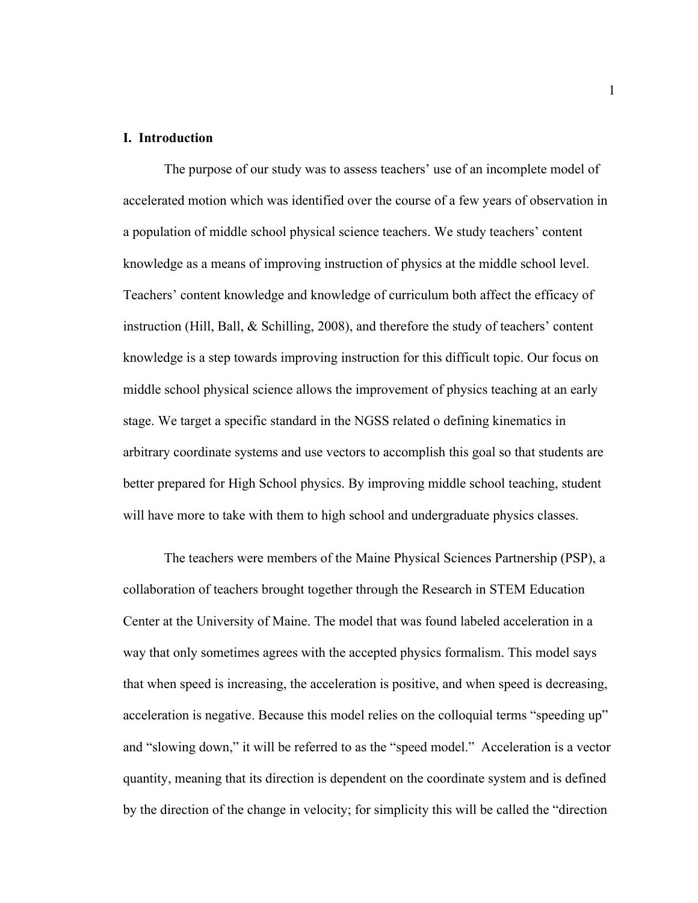## I. Introduction

The purpose of our study was to assess teachers' use of an incomplete model of accelerated motion which was identified over the course of a few years of observation in a population of middle school physical science teachers. We study teachers' content knowledge as a means of improving instruction of physics at the middle school level. Teachers' content knowledge and knowledge of curriculum both affect the efficacy of instruction (Hill, Ball, & Schilling, 2008), and therefore the study of teachers' content knowledge is a step towards improving instruction for this difficult topic. Our focus on middle school physical science allows the improvement of physics teaching at an early stage. We target a specific standard in the NGSS related o defining kinematics in arbitrary coordinate systems and use vectors to accomplish this goal so that students are better prepared for High School physics. By improving middle school teaching, student will have more to take with them to high school and undergraduate physics classes.

The teachers were members of the Maine Physical Sciences Partnership (PSP), a collaboration of teachers brought together through the Research in STEM Education Center at the University of Maine. The model that was found labeled acceleration in a way that only sometimes agrees with the accepted physics formalism. This model says that when speed is increasing, the acceleration is positive, and when speed is decreasing, acceleration is negative. Because this model relies on the colloquial terms "speeding up" and "slowing down," it will be referred to as the "speed model." Acceleration is a vector quantity, meaning that its direction is dependent on the coordinate system and is defined by the direction of the change in velocity; for simplicity this will be called the "direction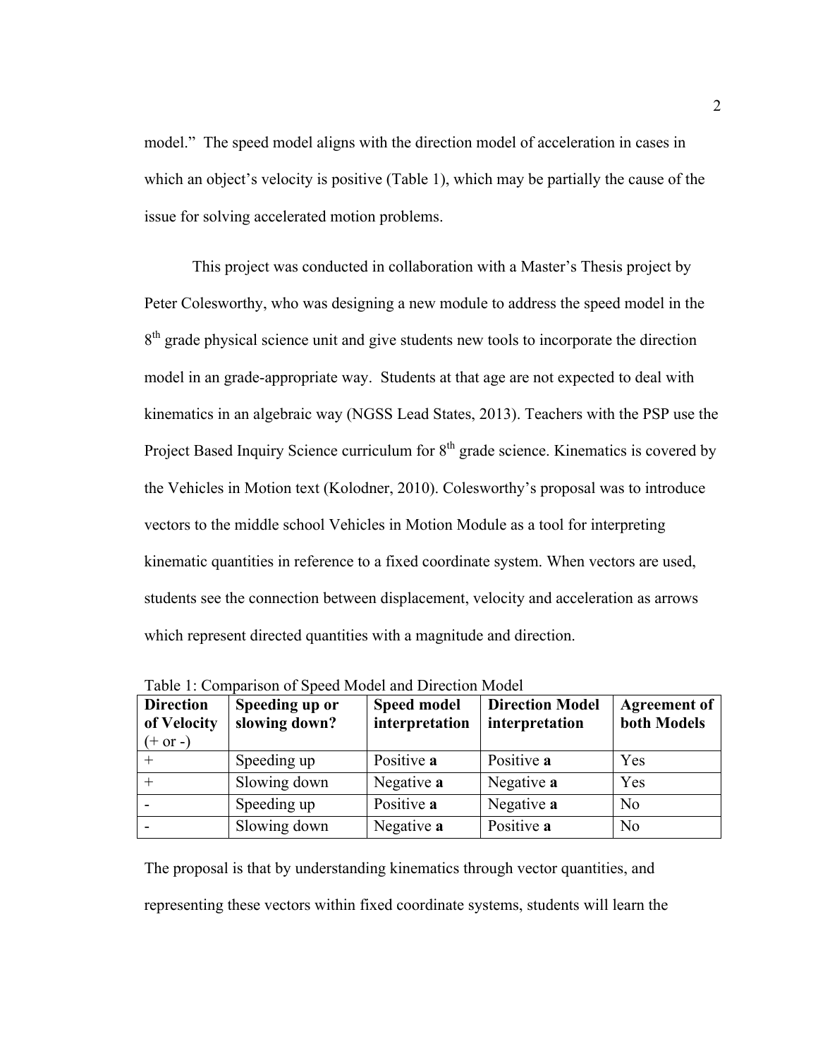model." The speed model aligns with the direction model of acceleration in cases in which an object's velocity is positive (Table 1), which may be partially the cause of the issue for solving accelerated motion problems.

This project was conducted in collaboration with a Master's Thesis project by Peter Colesworthy, who was designing a new module to address the speed model in the 8th grade physical science unit and give students new tools to incorporate the direction model in an grade-appropriate way. Students at that age are not expected to deal with kinematics in an algebraic way (NGSS Lead States, 2013). Teachers with the PSP use the Project Based Inquiry Science curriculum for 8th grade science. Kinematics is covered by the Vehicles in Motion text (Kolodner, 2010). Colesworthy's proposal was to introduce vectors to the middle school Vehicles in Motion Module as a tool for interpreting kinematic quantities in reference to a fixed coordinate system. When vectors are used, students see the connection between displacement, velocity and acceleration as arrows which represent directed quantities with a magnitude and direction.

Table 1: Comparison of Speed Model and Direction Model

| **Direction of Velocity (+ or -)** | **Speeding up or slowing down?** | **Speed model interpretation** | **Direction Model interpretation** | **Agreement of both Models** |
|---|---|---|---|---|
| + | Speeding up | Positive **a** | Positive **a** | Yes |
| + | Slowing down | Negative **a** | Negative **a** | Yes |
| - | Speeding up | Positive **a** | Negative **a** | No |
| - | Slowing down | Negative **a** | Positive **a** | No |

The proposal is that by understanding kinematics through vector quantities, and representing these vectors within fixed coordinate systems, students will learn the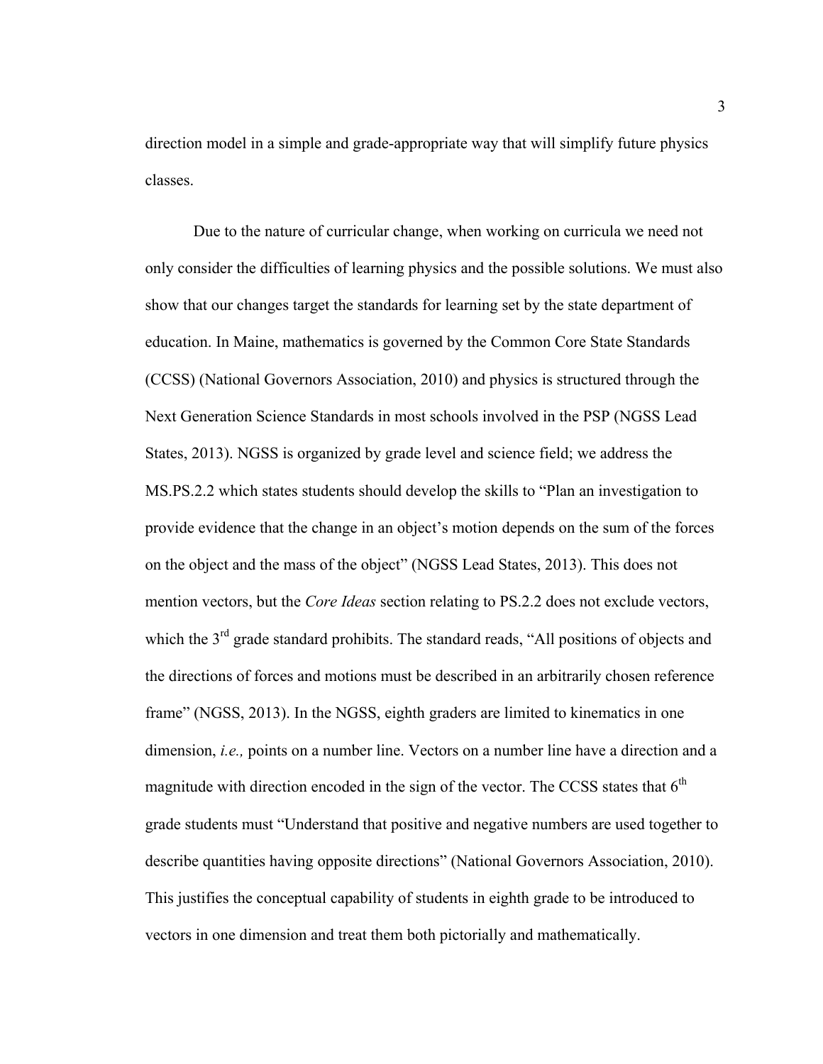direction model in a simple and grade-appropriate way that will simplify future physics classes.

Due to the nature of curricular change, when working on curricula we need not only consider the difficulties of learning physics and the possible solutions. We must also show that our changes target the standards for learning set by the state department of education. In Maine, mathematics is governed by the Common Core State Standards (CCSS) (National Governors Association, 2010) and physics is structured through the Next Generation Science Standards in most schools involved in the PSP (NGSS Lead States, 2013). NGSS is organized by grade level and science field; we address the MS.PS.2.2 which states students should develop the skills to "Plan an investigation to provide evidence that the change in an object's motion depends on the sum of the forces on the object and the mass of the object" (NGSS Lead States, 2013). This does not mention vectors, but the *Core Ideas* section relating to PS.2.2 does not exclude vectors, which the 3rd grade standard prohibits. The standard reads, "All positions of objects and the directions of forces and motions must be described in an arbitrarily chosen reference frame" (NGSS, 2013). In the NGSS, eighth graders are limited to kinematics in one dimension, *i.e.,* points on a number line. Vectors on a number line have a direction and a magnitude with direction encoded in the sign of the vector. The CCSS states that 6th grade students must "Understand that positive and negative numbers are used together to describe quantities having opposite directions" (National Governors Association, 2010). This justifies the conceptual capability of students in eighth grade to be introduced to vectors in one dimension and treat them both pictorially and mathematically.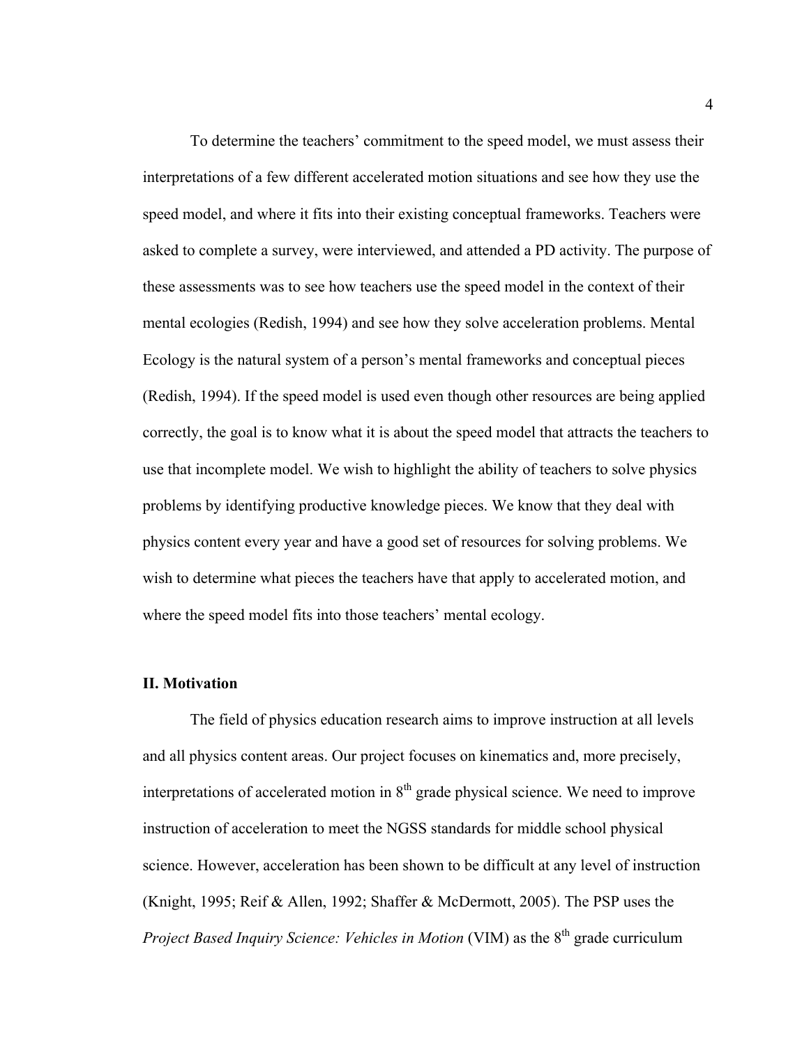To determine the teachers' commitment to the speed model, we must assess their interpretations of a few different accelerated motion situations and see how they use the speed model, and where it fits into their existing conceptual frameworks. Teachers were asked to complete a survey, were interviewed, and attended a PD activity. The purpose of these assessments was to see how teachers use the speed model in the context of their mental ecologies (Redish, 1994) and see how they solve acceleration problems. Mental Ecology is the natural system of a person's mental frameworks and conceptual pieces (Redish, 1994). If the speed model is used even though other resources are being applied correctly, the goal is to know what it is about the speed model that attracts the teachers to use that incomplete model. We wish to highlight the ability of teachers to solve physics problems by identifying productive knowledge pieces. We know that they deal with physics content every year and have a good set of resources for solving problems. We wish to determine what pieces the teachers have that apply to accelerated motion, and where the speed model fits into those teachers' mental ecology.

## II. Motivation

The field of physics education research aims to improve instruction at all levels and all physics content areas. Our project focuses on kinematics and, more precisely, interpretations of accelerated motion in 8th grade physical science. We need to improve instruction of acceleration to meet the NGSS standards for middle school physical science. However, acceleration has been shown to be difficult at any level of instruction (Knight, 1995; Reif & Allen, 1992; Shaffer & McDermott, 2005). The PSP uses the *Project Based Inquiry Science: Vehicles in Motion* (VIM) as the 8th grade curriculum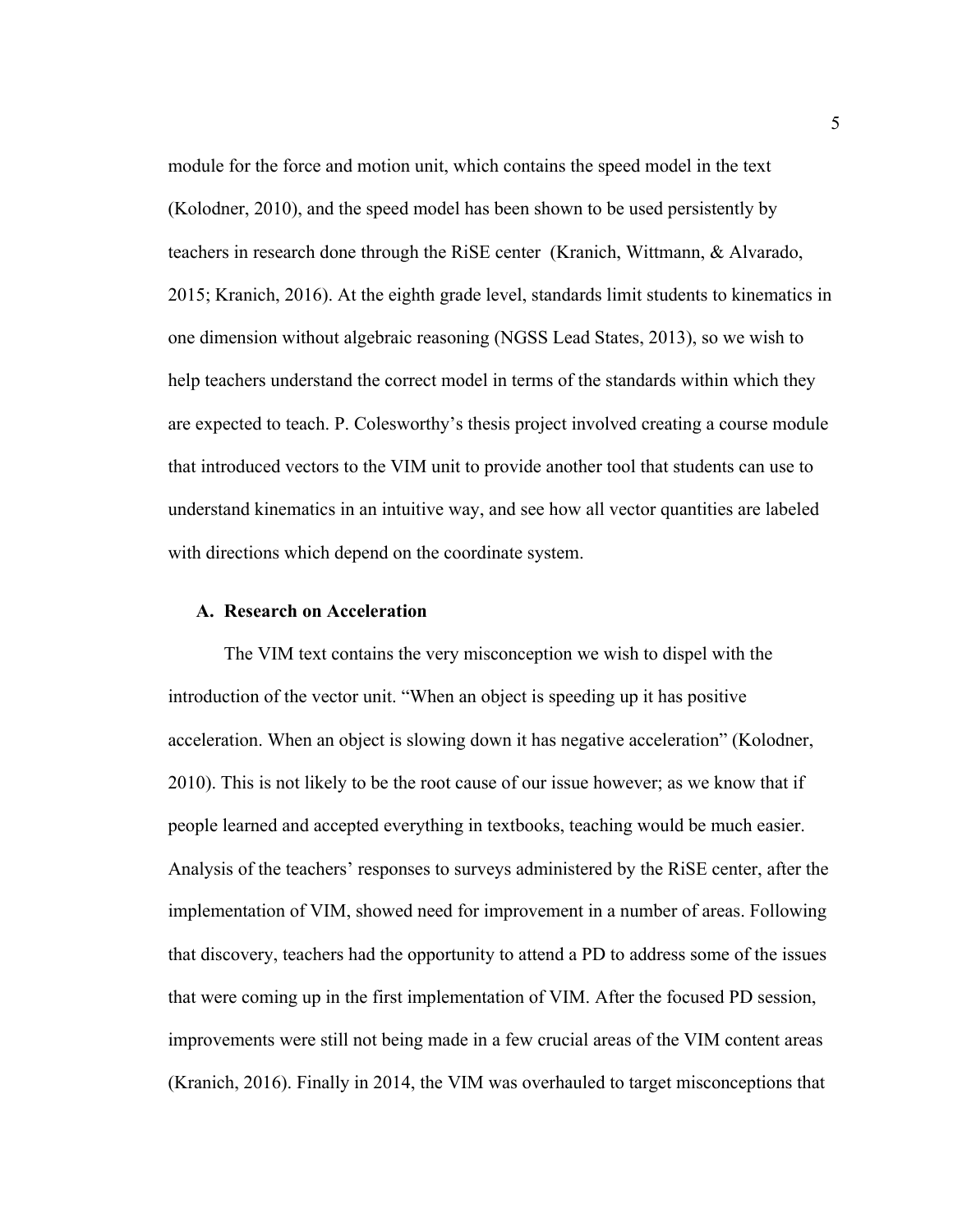module for the force and motion unit, which contains the speed model in the text (Kolodner, 2010), and the speed model has been shown to be used persistently by teachers in research done through the RiSE center (Kranich, Wittmann, & Alvarado, 2015; Kranich, 2016). At the eighth grade level, standards limit students to kinematics in one dimension without algebraic reasoning (NGSS Lead States, 2013), so we wish to help teachers understand the correct model in terms of the standards within which they are expected to teach. P. Colesworthy's thesis project involved creating a course module that introduced vectors to the VIM unit to provide another tool that students can use to understand kinematics in an intuitive way, and see how all vector quantities are labeled with directions which depend on the coordinate system.

## A. Research on Acceleration

The VIM text contains the very misconception we wish to dispel with the introduction of the vector unit. "When an object is speeding up it has positive acceleration. When an object is slowing down it has negative acceleration" (Kolodner, 2010). This is not likely to be the root cause of our issue however; as we know that if people learned and accepted everything in textbooks, teaching would be much easier. Analysis of the teachers' responses to surveys administered by the RiSE center, after the implementation of VIM, showed need for improvement in a number of areas. Following that discovery, teachers had the opportunity to attend a PD to address some of the issues that were coming up in the first implementation of VIM. After the focused PD session, improvements were still not being made in a few crucial areas of the VIM content areas (Kranich, 2016). Finally in 2014, the VIM was overhauled to target misconceptions that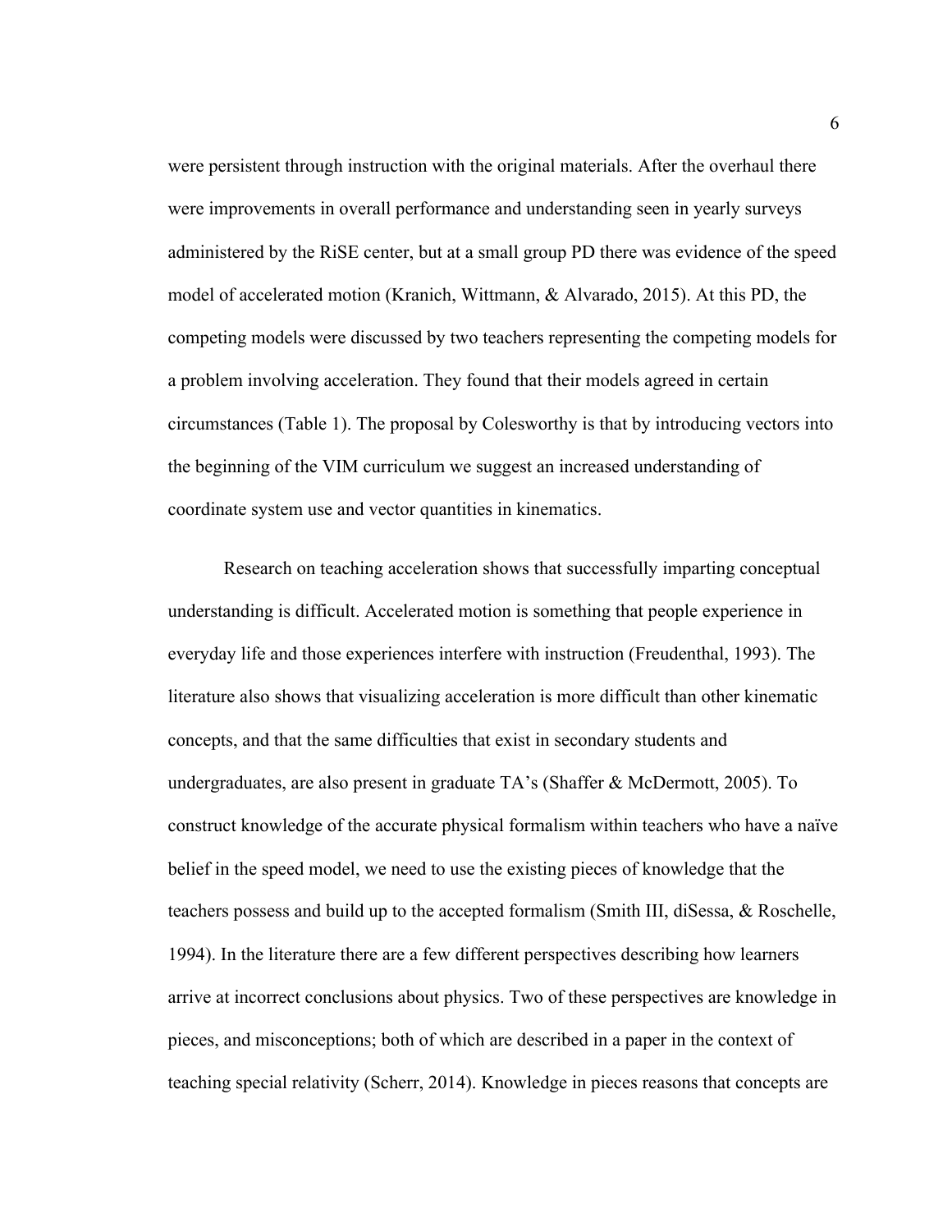were persistent through instruction with the original materials. After the overhaul there were improvements in overall performance and understanding seen in yearly surveys administered by the RiSE center, but at a small group PD there was evidence of the speed model of accelerated motion (Kranich, Wittmann, & Alvarado, 2015). At this PD, the competing models were discussed by two teachers representing the competing models for a problem involving acceleration. They found that their models agreed in certain circumstances (Table 1). The proposal by Colesworthy is that by introducing vectors into the beginning of the VIM curriculum we suggest an increased understanding of coordinate system use and vector quantities in kinematics.

Research on teaching acceleration shows that successfully imparting conceptual understanding is difficult. Accelerated motion is something that people experience in everyday life and those experiences interfere with instruction (Freudenthal, 1993). The literature also shows that visualizing acceleration is more difficult than other kinematic concepts, and that the same difficulties that exist in secondary students and undergraduates, are also present in graduate TA's (Shaffer & McDermott, 2005). To construct knowledge of the accurate physical formalism within teachers who have a naïve belief in the speed model, we need to use the existing pieces of knowledge that the teachers possess and build up to the accepted formalism (Smith III, diSessa, & Roschelle, 1994). In the literature there are a few different perspectives describing how learners arrive at incorrect conclusions about physics. Two of these perspectives are knowledge in pieces, and misconceptions; both of which are described in a paper in the context of teaching special relativity (Scherr, 2014). Knowledge in pieces reasons that concepts are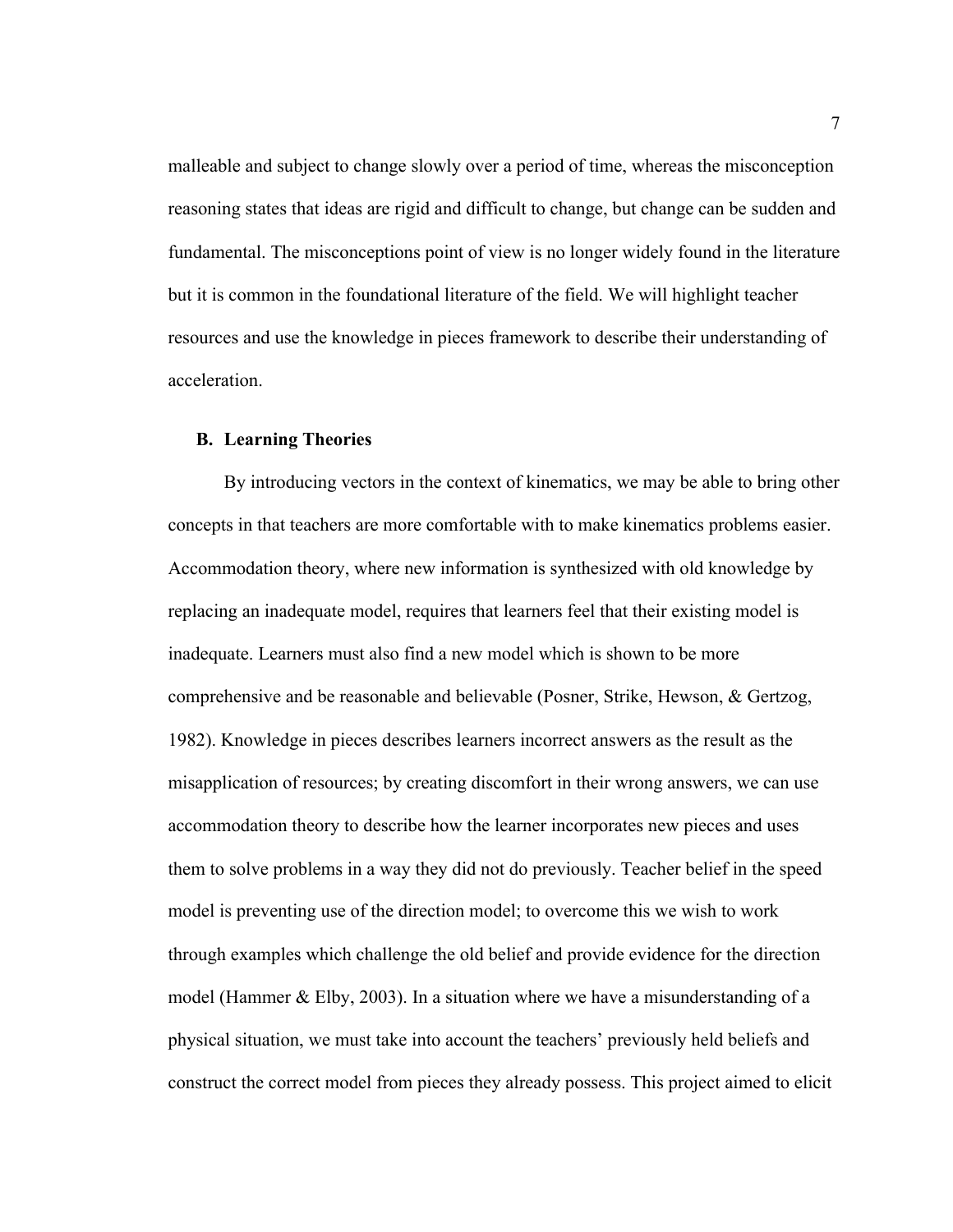malleable and subject to change slowly over a period of time, whereas the misconception reasoning states that ideas are rigid and difficult to change, but change can be sudden and fundamental. The misconceptions point of view is no longer widely found in the literature but it is common in the foundational literature of the field. We will highlight teacher resources and use the knowledge in pieces framework to describe their understanding of acceleration.

### B. Learning Theories

By introducing vectors in the context of kinematics, we may be able to bring other concepts in that teachers are more comfortable with to make kinematics problems easier. Accommodation theory, where new information is synthesized with old knowledge by replacing an inadequate model, requires that learners feel that their existing model is inadequate. Learners must also find a new model which is shown to be more comprehensive and be reasonable and believable (Posner, Strike, Hewson, & Gertzog, 1982). Knowledge in pieces describes learners incorrect answers as the result as the misapplication of resources; by creating discomfort in their wrong answers, we can use accommodation theory to describe how the learner incorporates new pieces and uses them to solve problems in a way they did not do previously. Teacher belief in the speed model is preventing use of the direction model; to overcome this we wish to work through examples which challenge the old belief and provide evidence for the direction model (Hammer & Elby, 2003). In a situation where we have a misunderstanding of a physical situation, we must take into account the teachers' previously held beliefs and construct the correct model from pieces they already possess. This project aimed to elicit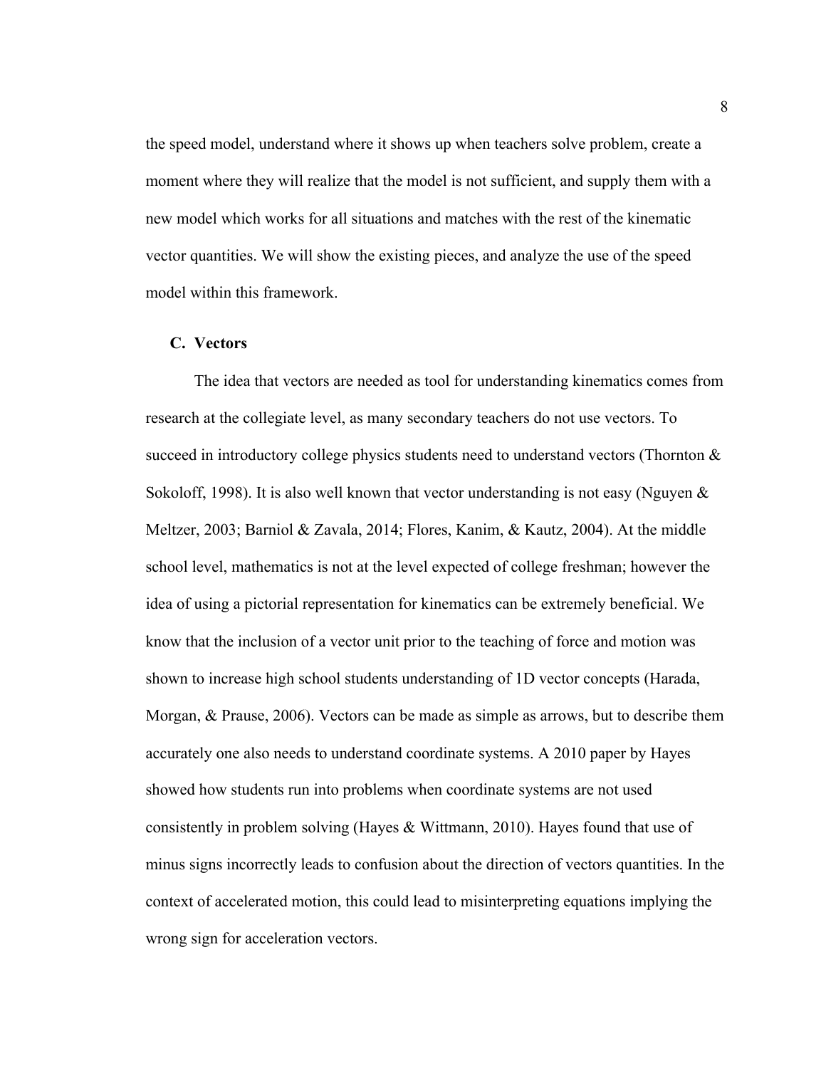the speed model, understand where it shows up when teachers solve problem, create a moment where they will realize that the model is not sufficient, and supply them with a new model which works for all situations and matches with the rest of the kinematic vector quantities. We will show the existing pieces, and analyze the use of the speed model within this framework.

### C. Vectors

The idea that vectors are needed as tool for understanding kinematics comes from research at the collegiate level, as many secondary teachers do not use vectors. To succeed in introductory college physics students need to understand vectors (Thornton & Sokoloff, 1998). It is also well known that vector understanding is not easy (Nguyen & Meltzer, 2003; Barniol & Zavala, 2014; Flores, Kanim, & Kautz, 2004). At the middle school level, mathematics is not at the level expected of college freshman; however the idea of using a pictorial representation for kinematics can be extremely beneficial. We know that the inclusion of a vector unit prior to the teaching of force and motion was shown to increase high school students understanding of 1D vector concepts (Harada, Morgan, & Prause, 2006). Vectors can be made as simple as arrows, but to describe them accurately one also needs to understand coordinate systems. A 2010 paper by Hayes showed how students run into problems when coordinate systems are not used consistently in problem solving (Hayes & Wittmann, 2010). Hayes found that use of minus signs incorrectly leads to confusion about the direction of vectors quantities. In the context of accelerated motion, this could lead to misinterpreting equations implying the wrong sign for acceleration vectors.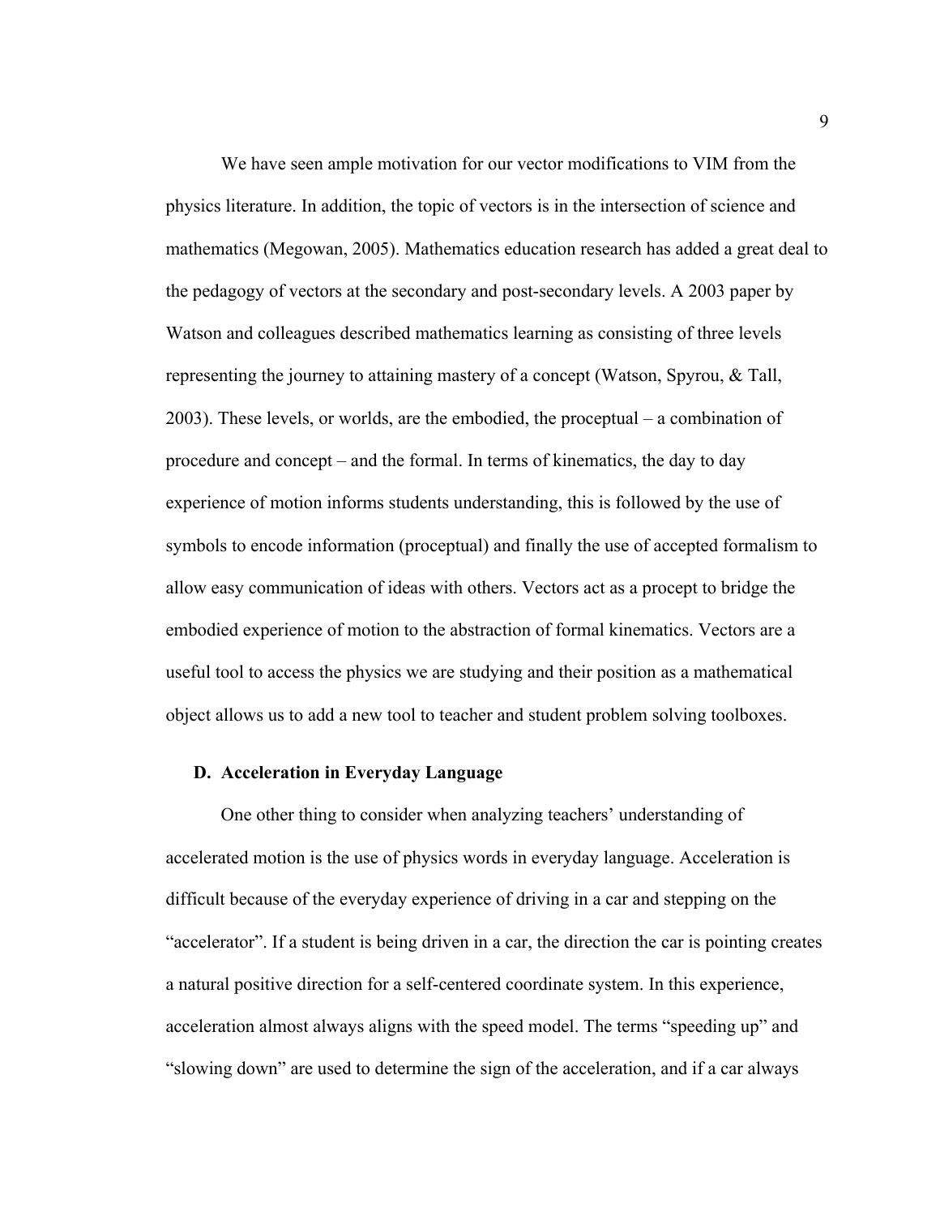We have seen ample motivation for our vector modifications to VIM from the physics literature. In addition, the topic of vectors is in the intersection of science and mathematics (Megowan, 2005). Mathematics education research has added a great deal to the pedagogy of vectors at the secondary and post-secondary levels. A 2003 paper by Watson and colleagues described mathematics learning as consisting of three levels representing the journey to attaining mastery of a concept (Watson, Spyrou, & Tall, 2003). These levels, or worlds, are the embodied, the proceptual – a combination of procedure and concept – and the formal. In terms of kinematics, the day to day experience of motion informs students understanding, this is followed by the use of symbols to encode information (proceptual) and finally the use of accepted formalism to allow easy communication of ideas with others. Vectors act as a procept to bridge the embodied experience of motion to the abstraction of formal kinematics. Vectors are a useful tool to access the physics we are studying and their position as a mathematical object allows us to add a new tool to teacher and student problem solving toolboxes.

### D. Acceleration in Everyday Language

One other thing to consider when analyzing teachers' understanding of accelerated motion is the use of physics words in everyday language. Acceleration is difficult because of the everyday experience of driving in a car and stepping on the "accelerator". If a student is being driven in a car, the direction the car is pointing creates a natural positive direction for a self-centered coordinate system. In this experience, acceleration almost always aligns with the speed model. The terms "speeding up" and "slowing down" are used to determine the sign of the acceleration, and if a car always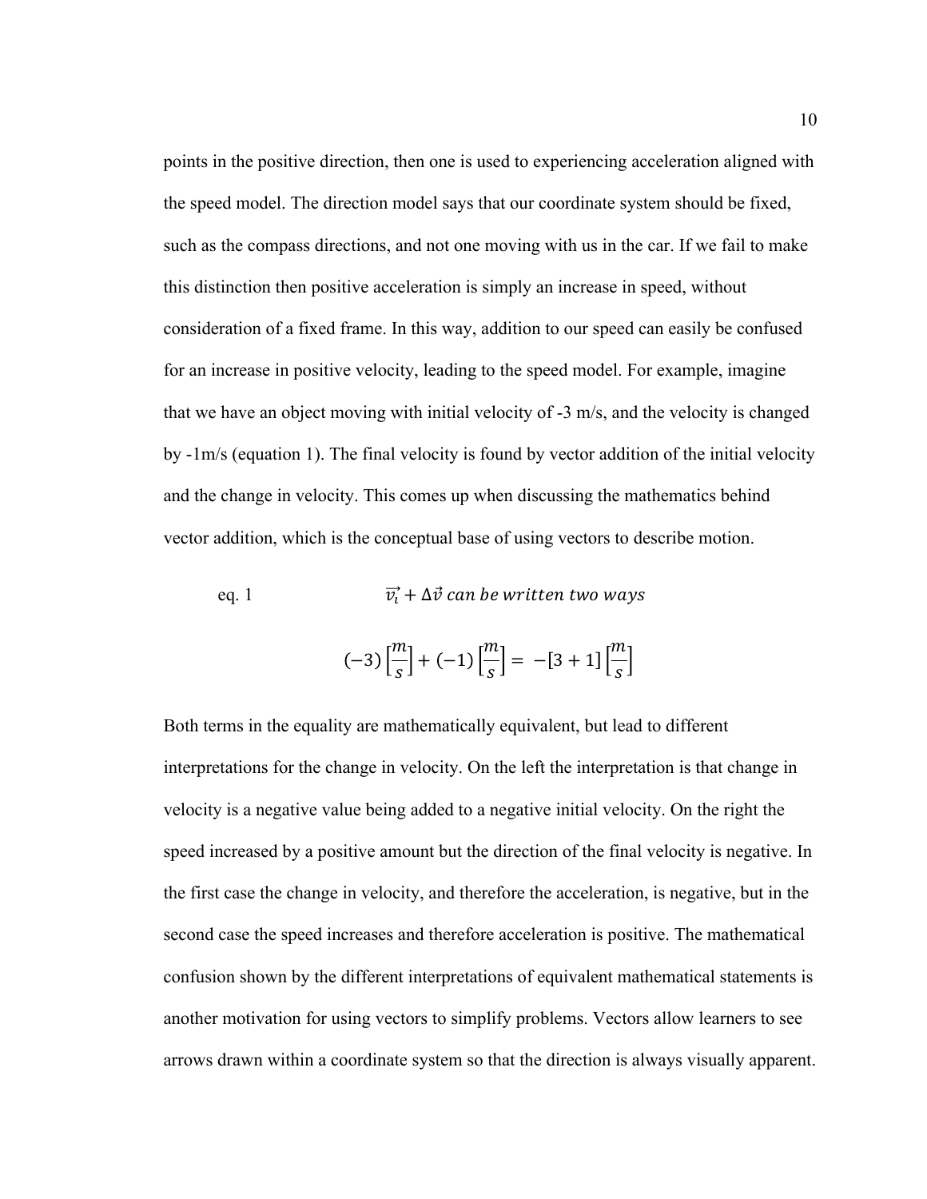points in the positive direction, then one is used to experiencing acceleration aligned with the speed model. The direction model says that our coordinate system should be fixed, such as the compass directions, and not one moving with us in the car. If we fail to make this distinction then positive acceleration is simply an increase in speed, without consideration of a fixed frame. In this way, addition to our speed can easily be confused for an increase in positive velocity, leading to the speed model. For example, imagine that we have an object moving with initial velocity of -3 m/s, and the velocity is changed by -1m/s (equation 1). The final velocity is found by vector addition of the initial velocity and the change in velocity. This comes up when discussing the mathematics behind vector addition, which is the conceptual base of using vectors to describe motion.

eq. 1 $$\vec{v_i} + \Delta\vec{v} \textit{ can be written two ways}$$

$$(-3)\left[\frac{m}{s}\right] + (-1)\left[\frac{m}{s}\right] = -[3+1]\left[\frac{m}{s}\right]$$

Both terms in the equality are mathematically equivalent, but lead to different interpretations for the change in velocity. On the left the interpretation is that change in velocity is a negative value being added to a negative initial velocity. On the right the speed increased by a positive amount but the direction of the final velocity is negative. In the first case the change in velocity, and therefore the acceleration, is negative, but in the second case the speed increases and therefore acceleration is positive. The mathematical confusion shown by the different interpretations of equivalent mathematical statements is another motivation for using vectors to simplify problems. Vectors allow learners to see arrows drawn within a coordinate system so that the direction is always visually apparent.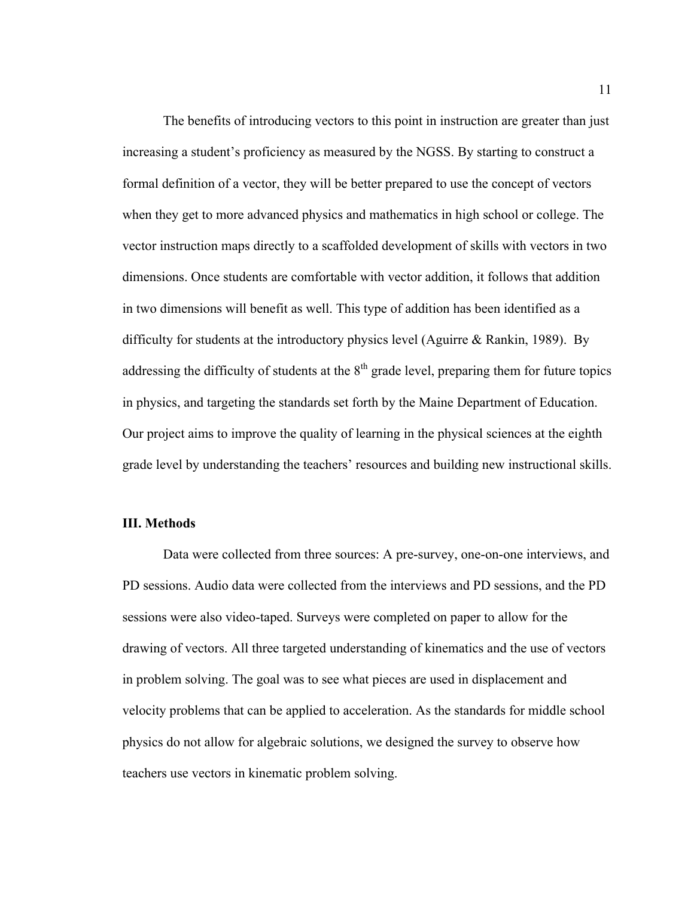The benefits of introducing vectors to this point in instruction are greater than just increasing a student's proficiency as measured by the NGSS. By starting to construct a formal definition of a vector, they will be better prepared to use the concept of vectors when they get to more advanced physics and mathematics in high school or college. The vector instruction maps directly to a scaffolded development of skills with vectors in two dimensions. Once students are comfortable with vector addition, it follows that addition in two dimensions will benefit as well. This type of addition has been identified as a difficulty for students at the introductory physics level (Aguirre & Rankin, 1989). By addressing the difficulty of students at the 8th grade level, preparing them for future topics in physics, and targeting the standards set forth by the Maine Department of Education. Our project aims to improve the quality of learning in the physical sciences at the eighth grade level by understanding the teachers' resources and building new instructional skills.

## III. Methods

Data were collected from three sources: A pre-survey, one-on-one interviews, and PD sessions. Audio data were collected from the interviews and PD sessions, and the PD sessions were also video-taped. Surveys were completed on paper to allow for the drawing of vectors. All three targeted understanding of kinematics and the use of vectors in problem solving. The goal was to see what pieces are used in displacement and velocity problems that can be applied to acceleration. As the standards for middle school physics do not allow for algebraic solutions, we designed the survey to observe how teachers use vectors in kinematic problem solving.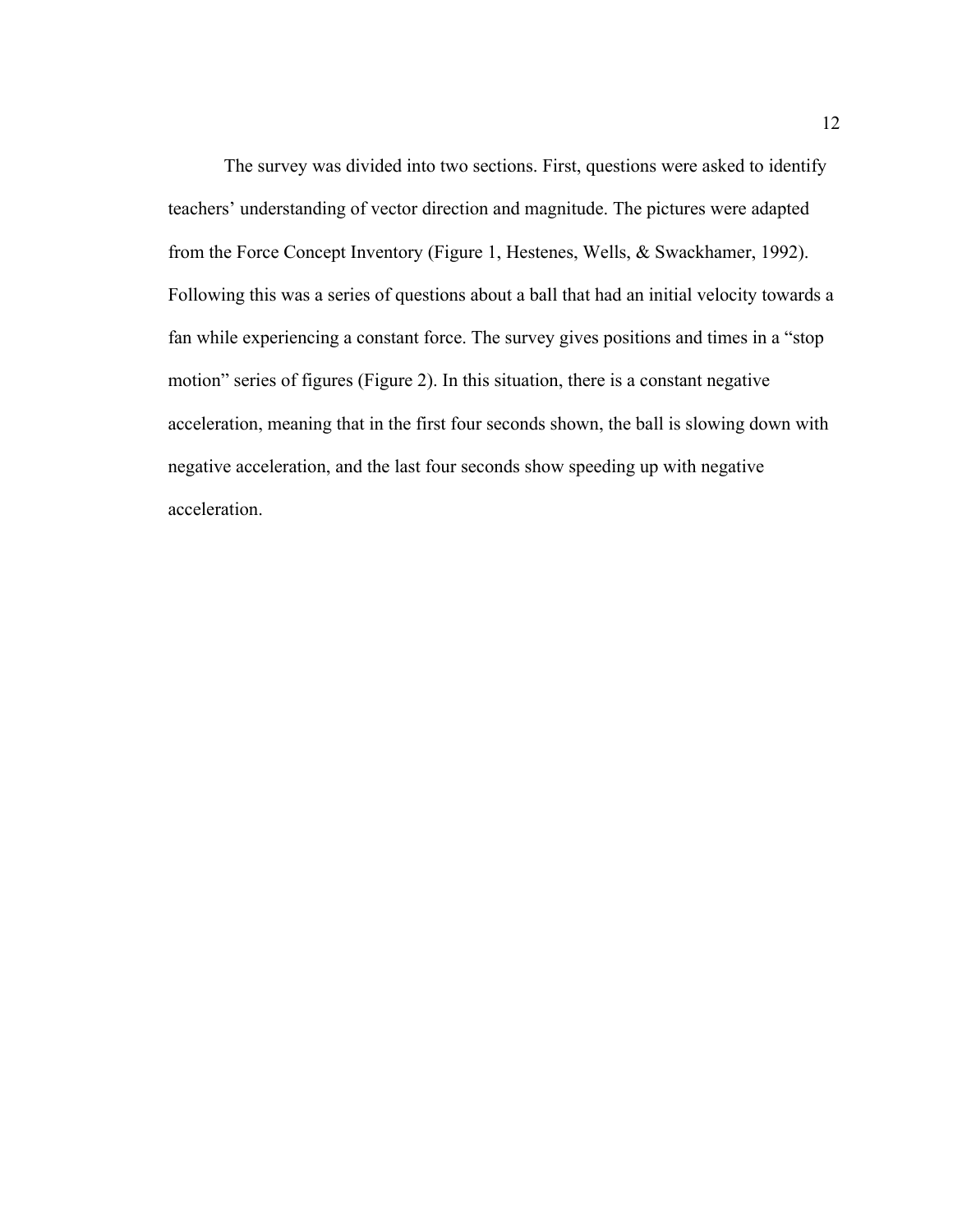The survey was divided into two sections. First, questions were asked to identify teachers' understanding of vector direction and magnitude. The pictures were adapted from the Force Concept Inventory (Figure 1, Hestenes, Wells, & Swackhamer, 1992). Following this was a series of questions about a ball that had an initial velocity towards a fan while experiencing a constant force. The survey gives positions and times in a "stop motion" series of figures (Figure 2). In this situation, there is a constant negative acceleration, meaning that in the first four seconds shown, the ball is slowing down with negative acceleration, and the last four seconds show speeding up with negative acceleration.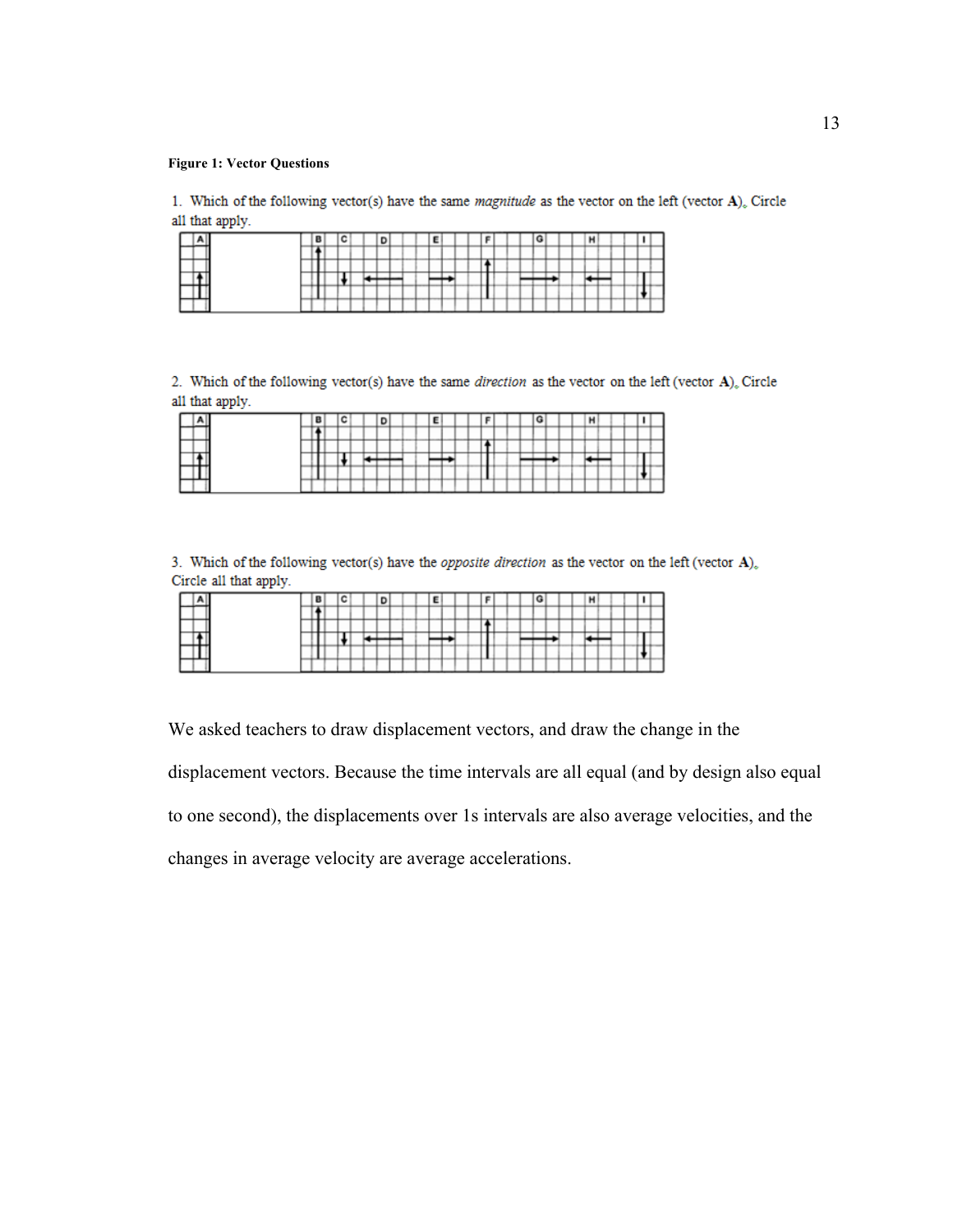**Figure 1: Vector Questions**

1. Which of the following vector(s) have the same *magnitude* as the vector on the left (vector **A**). Circle all that apply.

2. Which of the following vector(s) have the same *direction* as the vector on the left (vector **A**). Circle all that apply.

3. Which of the following vector(s) have the *opposite direction* as the vector on the left (vector **A**). Circle all that apply.

We asked teachers to draw displacement vectors, and draw the change in the displacement vectors. Because the time intervals are all equal (and by design also equal to one second), the displacements over 1s intervals are also average velocities, and the changes in average velocity are average accelerations.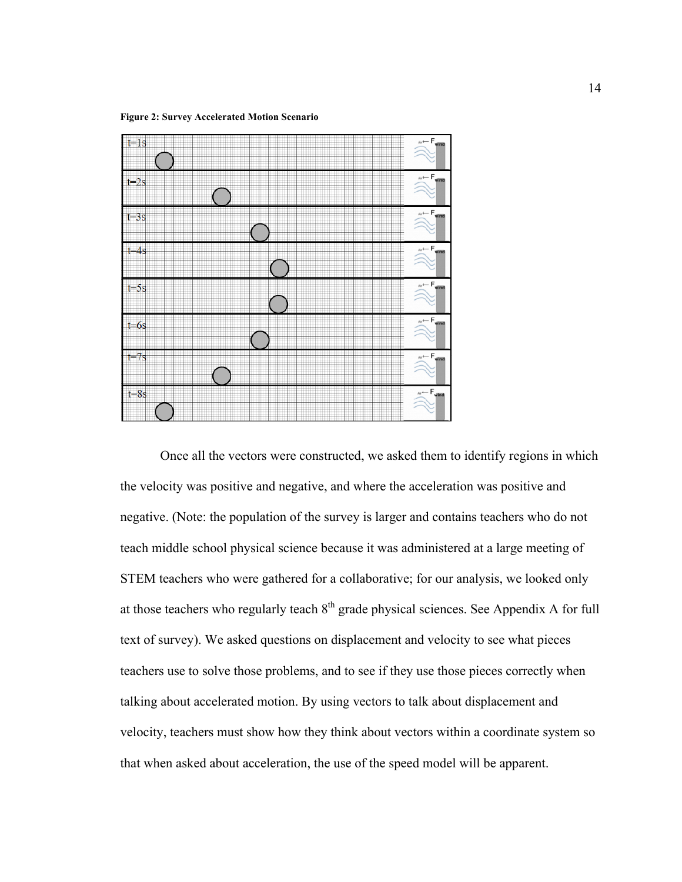**Figure 2: Survey Accelerated Motion Scenario**

Once all the vectors were constructed, we asked them to identify regions in which the velocity was positive and negative, and where the acceleration was positive and negative. (Note: the population of the survey is larger and contains teachers who do not teach middle school physical science because it was administered at a large meeting of STEM teachers who were gathered for a collaborative; for our analysis, we looked only at those teachers who regularly teach 8th grade physical sciences. See Appendix A for full text of survey). We asked questions on displacement and velocity to see what pieces teachers use to solve those problems, and to see if they use those pieces correctly when talking about accelerated motion. By using vectors to talk about displacement and velocity, teachers must show how they think about vectors within a coordinate system so that when asked about acceleration, the use of the speed model will be apparent.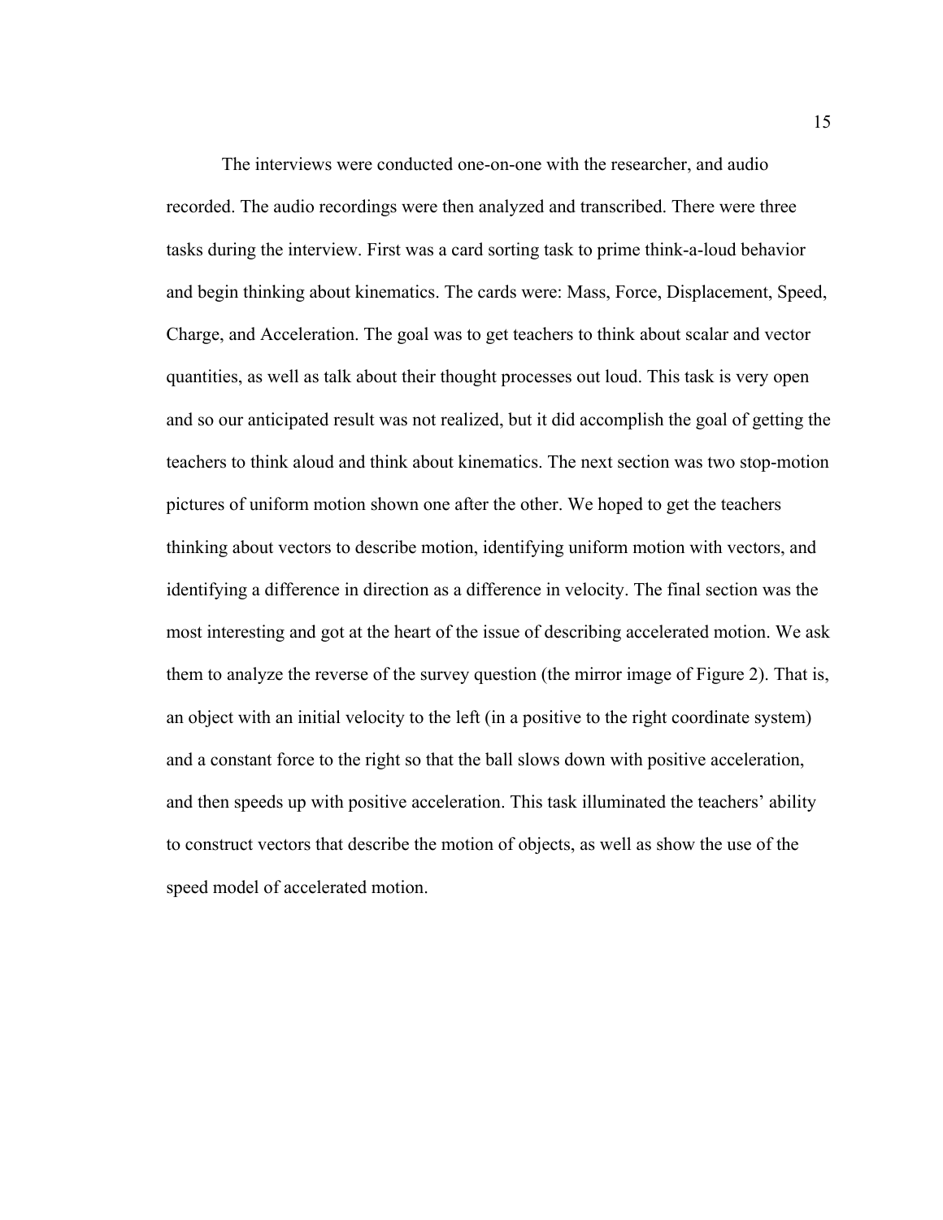The interviews were conducted one-on-one with the researcher, and audio recorded. The audio recordings were then analyzed and transcribed. There were three tasks during the interview. First was a card sorting task to prime think-a-loud behavior and begin thinking about kinematics. The cards were: Mass, Force, Displacement, Speed, Charge, and Acceleration. The goal was to get teachers to think about scalar and vector quantities, as well as talk about their thought processes out loud. This task is very open and so our anticipated result was not realized, but it did accomplish the goal of getting the teachers to think aloud and think about kinematics. The next section was two stop-motion pictures of uniform motion shown one after the other. We hoped to get the teachers thinking about vectors to describe motion, identifying uniform motion with vectors, and identifying a difference in direction as a difference in velocity. The final section was the most interesting and got at the heart of the issue of describing accelerated motion. We ask them to analyze the reverse of the survey question (the mirror image of Figure 2). That is, an object with an initial velocity to the left (in a positive to the right coordinate system) and a constant force to the right so that the ball slows down with positive acceleration, and then speeds up with positive acceleration. This task illuminated the teachers' ability to construct vectors that describe the motion of objects, as well as show the use of the speed model of accelerated motion.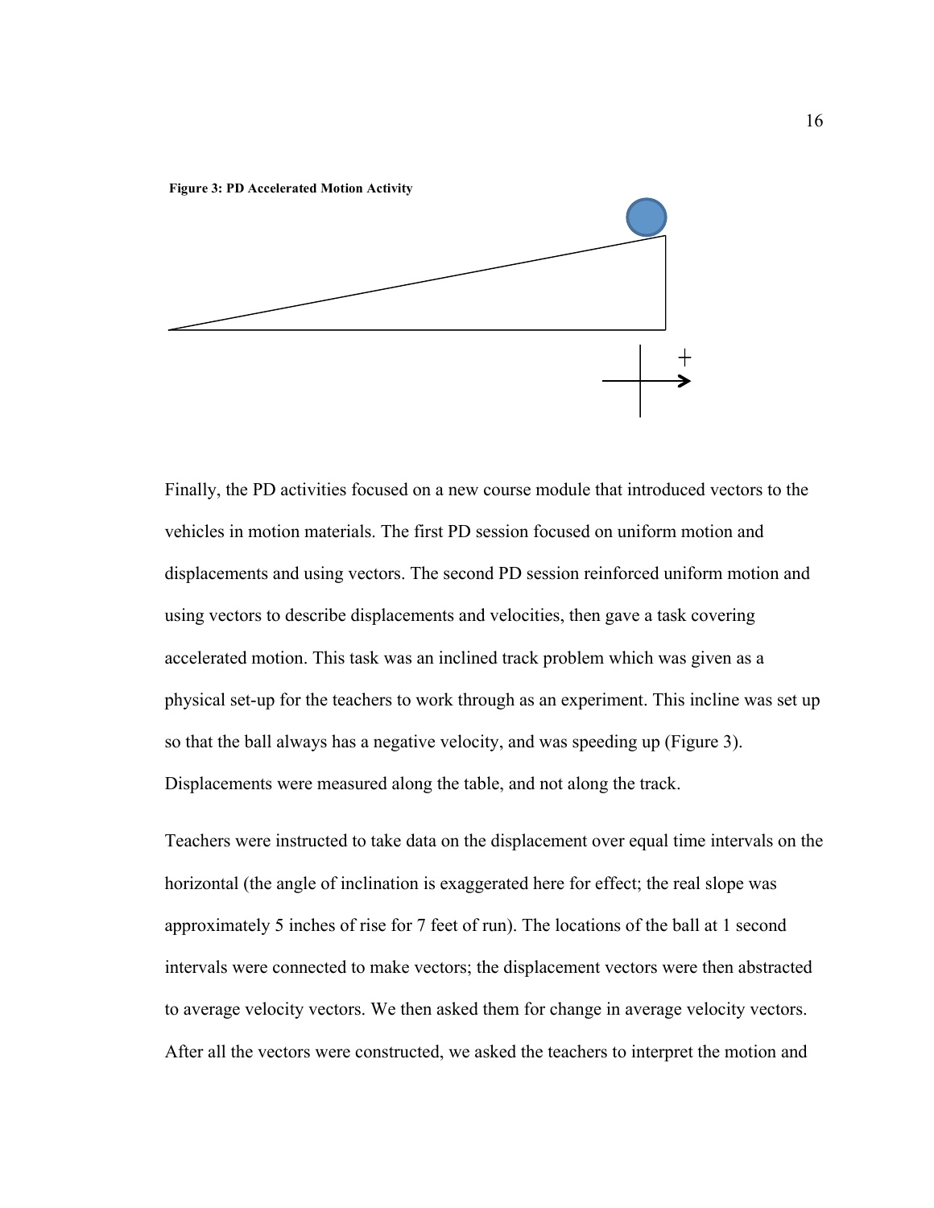**Figure 3: PD Accelerated Motion Activity**

Finally, the PD activities focused on a new course module that introduced vectors to the vehicles in motion materials. The first PD session focused on uniform motion and displacements and using vectors. The second PD session reinforced uniform motion and using vectors to describe displacements and velocities, then gave a task covering accelerated motion. This task was an inclined track problem which was given as a physical set-up for the teachers to work through as an experiment. This incline was set up so that the ball always has a negative velocity, and was speeding up (Figure 3). Displacements were measured along the table, and not along the track.

Teachers were instructed to take data on the displacement over equal time intervals on the horizontal (the angle of inclination is exaggerated here for effect; the real slope was approximately 5 inches of rise for 7 feet of run). The locations of the ball at 1 second intervals were connected to make vectors; the displacement vectors were then abstracted to average velocity vectors. We then asked them for change in average velocity vectors. After all the vectors were constructed, we asked the teachers to interpret the motion and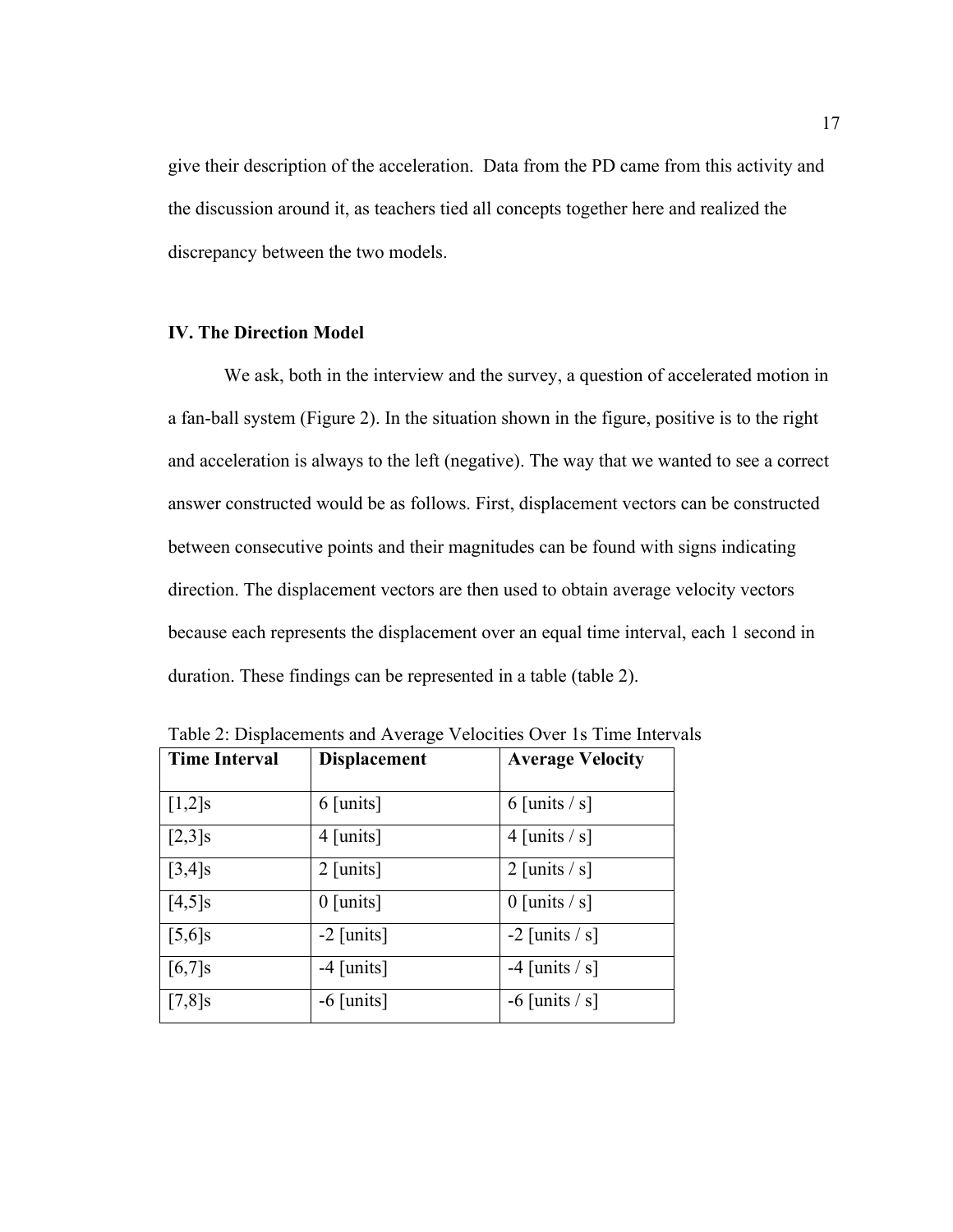give their description of the acceleration. Data from the PD came from this activity and the discussion around it, as teachers tied all concepts together here and realized the discrepancy between the two models.

## IV. The Direction Model

We ask, both in the interview and the survey, a question of accelerated motion in a fan-ball system (Figure 2). In the situation shown in the figure, positive is to the right and acceleration is always to the left (negative). The way that we wanted to see a correct answer constructed would be as follows. First, displacement vectors can be constructed between consecutive points and their magnitudes can be found with signs indicating direction. The displacement vectors are then used to obtain average velocity vectors because each represents the displacement over an equal time interval, each 1 second in duration. These findings can be represented in a table (table 2).

Table 2: Displacements and Average Velocities Over 1s Time Intervals

| Time Interval | Displacement | Average Velocity |
|---|---|---|
| [1,2]s | 6 [units] | 6 [units / s] |
| [2,3]s | 4 [units] | 4 [units / s] |
| [3,4]s | 2 [units] | 2 [units / s] |
| [4,5]s | 0 [units] | 0 [units / s] |
| [5,6]s | -2 [units] | -2 [units / s] |
| [6,7]s | -4 [units] | -4 [units / s] |
| [7,8]s | -6 [units] | -6 [units / s] |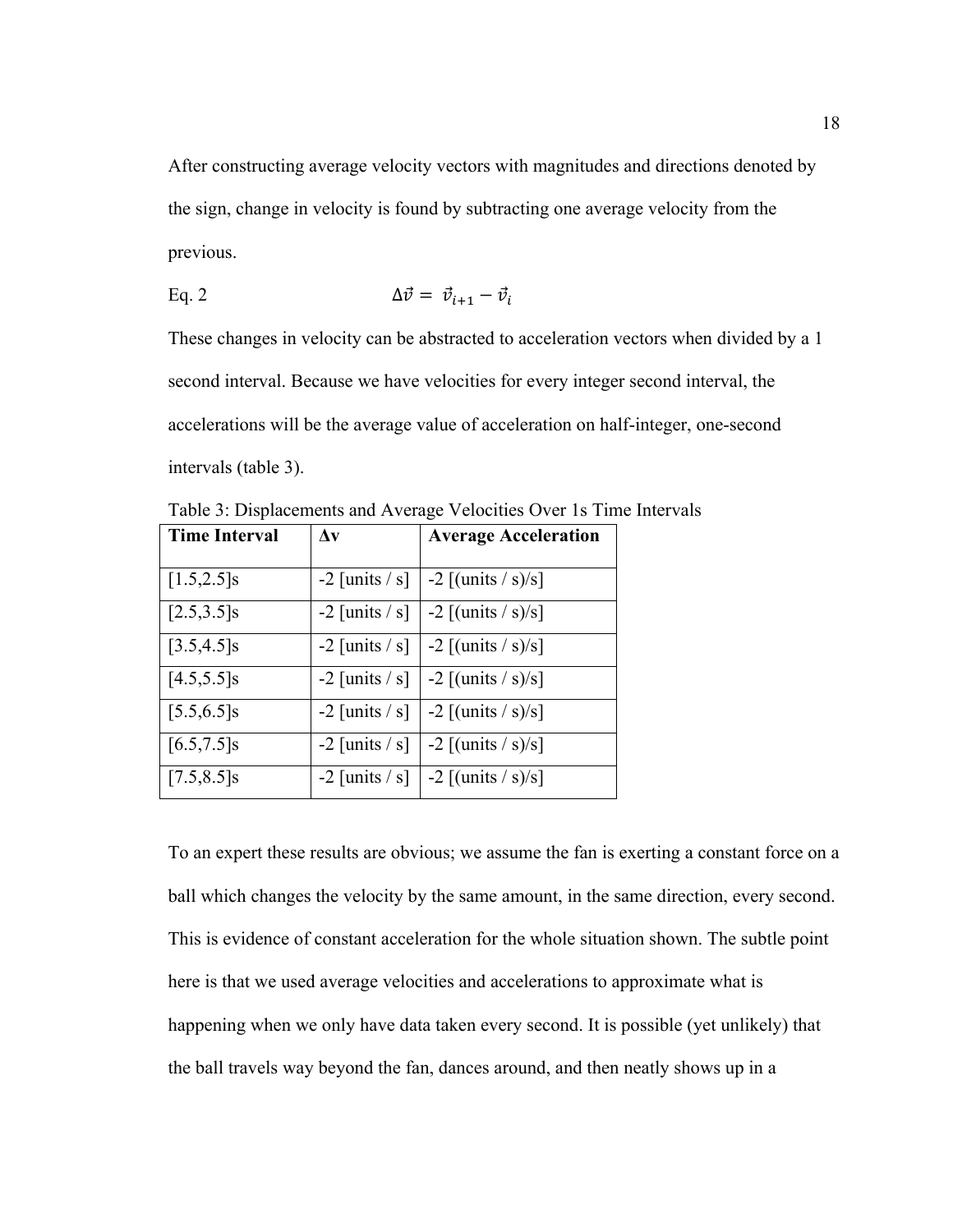After constructing average velocity vectors with magnitudes and directions denoted by the sign, change in velocity is found by subtracting one average velocity from the previous.

Eq. 2 $$\Delta\vec{v} = \vec{v}_{i+1} - \vec{v}_i$$

These changes in velocity can be abstracted to acceleration vectors when divided by a 1 second interval. Because we have velocities for every integer second interval, the accelerations will be the average value of acceleration on half-integer, one-second intervals (table 3).

Table 3: Displacements and Average Velocities Over 1s Time Intervals

| **Time Interval** | **Δv** | **Average Acceleration** |
|---|---|---|
| [1.5,2.5]s | -2 [units / s] | -2 [(units / s)/s] |
| [2.5,3.5]s | -2 [units / s] | -2 [(units / s)/s] |
| [3.5,4.5]s | -2 [units / s] | -2 [(units / s)/s] |
| [4.5,5.5]s | -2 [units / s] | -2 [(units / s)/s] |
| [5.5,6.5]s | -2 [units / s] | -2 [(units / s)/s] |
| [6.5,7.5]s | -2 [units / s] | -2 [(units / s)/s] |
| [7.5,8.5]s | -2 [units / s] | -2 [(units / s)/s] |

To an expert these results are obvious; we assume the fan is exerting a constant force on a ball which changes the velocity by the same amount, in the same direction, every second. This is evidence of constant acceleration for the whole situation shown. The subtle point here is that we used average velocities and accelerations to approximate what is happening when we only have data taken every second. It is possible (yet unlikely) that the ball travels way beyond the fan, dances around, and then neatly shows up in a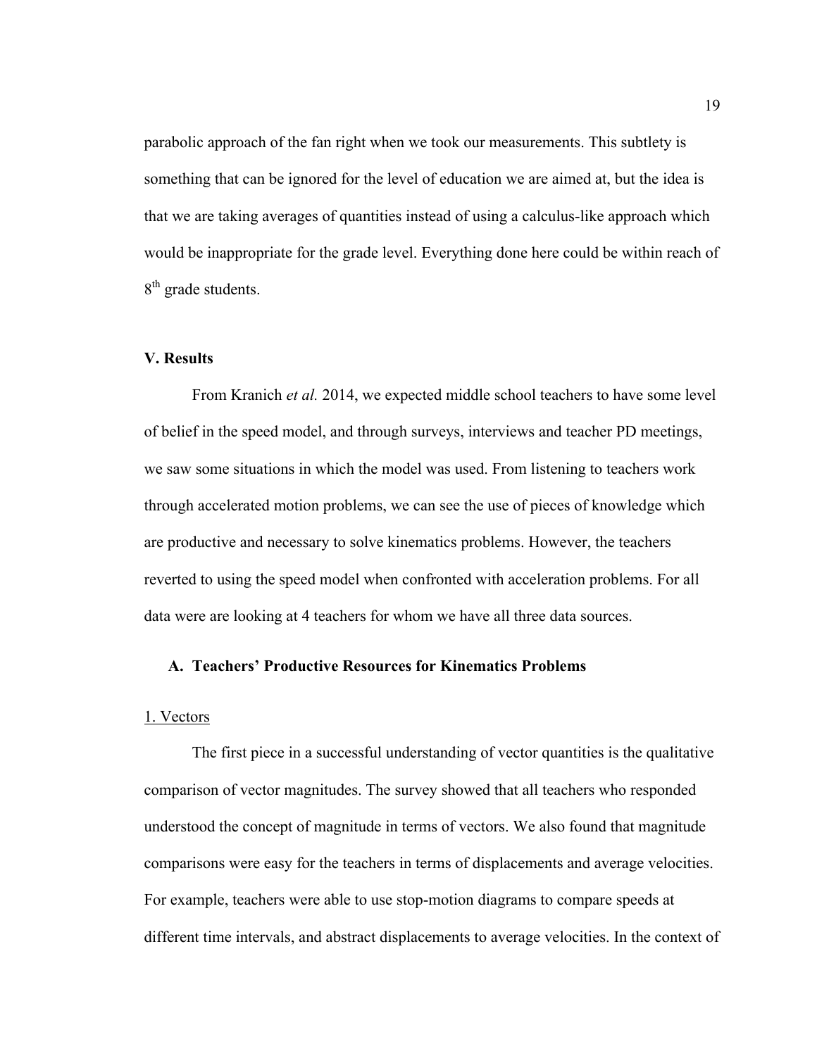parabolic approach of the fan right when we took our measurements. This subtlety is something that can be ignored for the level of education we are aimed at, but the idea is that we are taking averages of quantities instead of using a calculus-like approach which would be inappropriate for the grade level. Everything done here could be within reach of 8th grade students.

## V. Results

From Kranich *et al.* 2014, we expected middle school teachers to have some level of belief in the speed model, and through surveys, interviews and teacher PD meetings, we saw some situations in which the model was used. From listening to teachers work through accelerated motion problems, we can see the use of pieces of knowledge which are productive and necessary to solve kinematics problems. However, the teachers reverted to using the speed model when confronted with acceleration problems. For all data were are looking at 4 teachers for whom we have all three data sources.

### A. Teachers' Productive Resources for Kinematics Problems

#### 1. Vectors

The first piece in a successful understanding of vector quantities is the qualitative comparison of vector magnitudes. The survey showed that all teachers who responded understood the concept of magnitude in terms of vectors. We also found that magnitude comparisons were easy for the teachers in terms of displacements and average velocities. For example, teachers were able to use stop-motion diagrams to compare speeds at different time intervals, and abstract displacements to average velocities. In the context of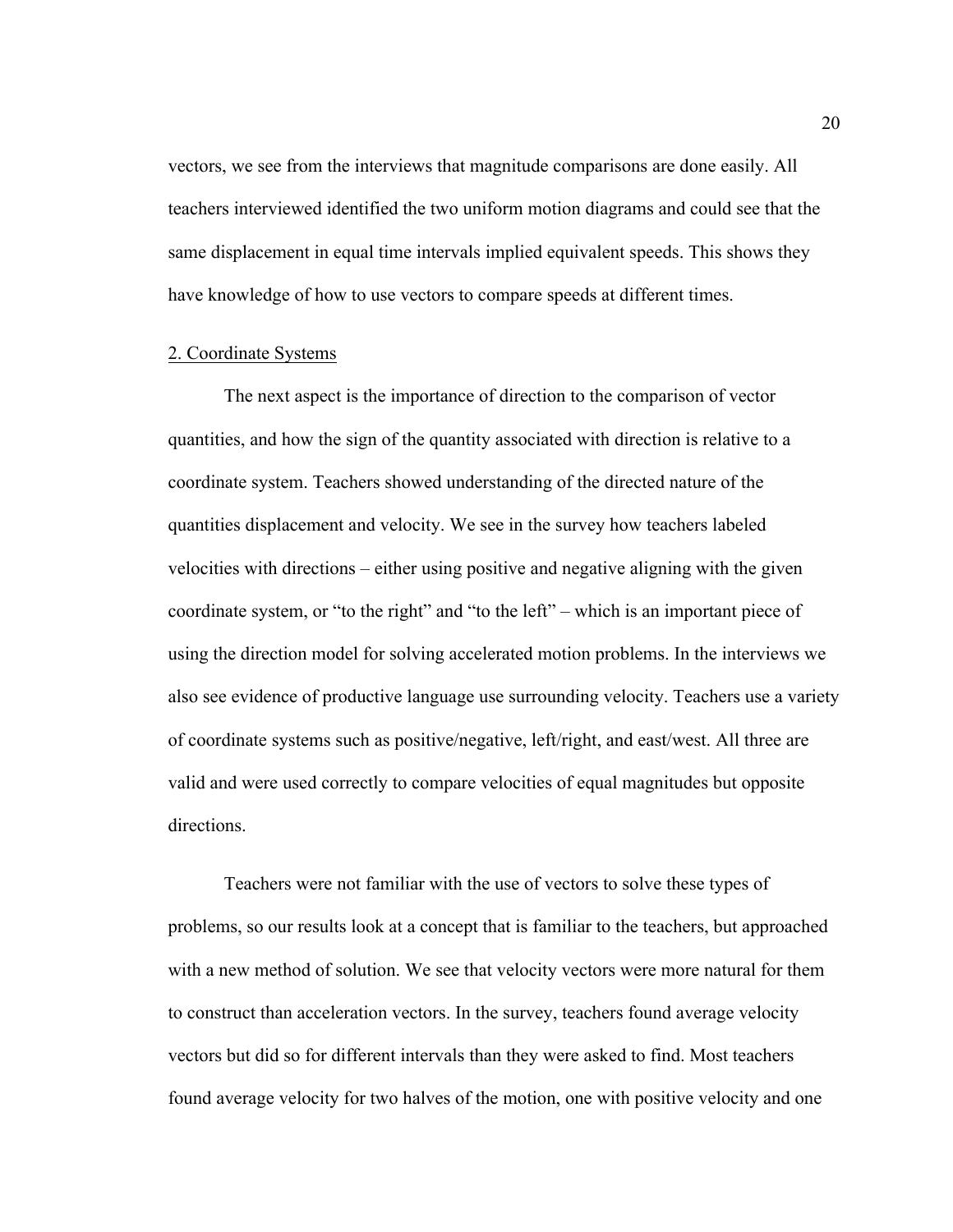vectors, we see from the interviews that magnitude comparisons are done easily. All teachers interviewed identified the two uniform motion diagrams and could see that the same displacement in equal time intervals implied equivalent speeds. This shows they have knowledge of how to use vectors to compare speeds at different times.

2. Coordinate Systems

The next aspect is the importance of direction to the comparison of vector quantities, and how the sign of the quantity associated with direction is relative to a coordinate system. Teachers showed understanding of the directed nature of the quantities displacement and velocity. We see in the survey how teachers labeled velocities with directions – either using positive and negative aligning with the given coordinate system, or "to the right" and "to the left" – which is an important piece of using the direction model for solving accelerated motion problems. In the interviews we also see evidence of productive language use surrounding velocity. Teachers use a variety of coordinate systems such as positive/negative, left/right, and east/west. All three are valid and were used correctly to compare velocities of equal magnitudes but opposite directions.

Teachers were not familiar with the use of vectors to solve these types of problems, so our results look at a concept that is familiar to the teachers, but approached with a new method of solution. We see that velocity vectors were more natural for them to construct than acceleration vectors. In the survey, teachers found average velocity vectors but did so for different intervals than they were asked to find. Most teachers found average velocity for two halves of the motion, one with positive velocity and one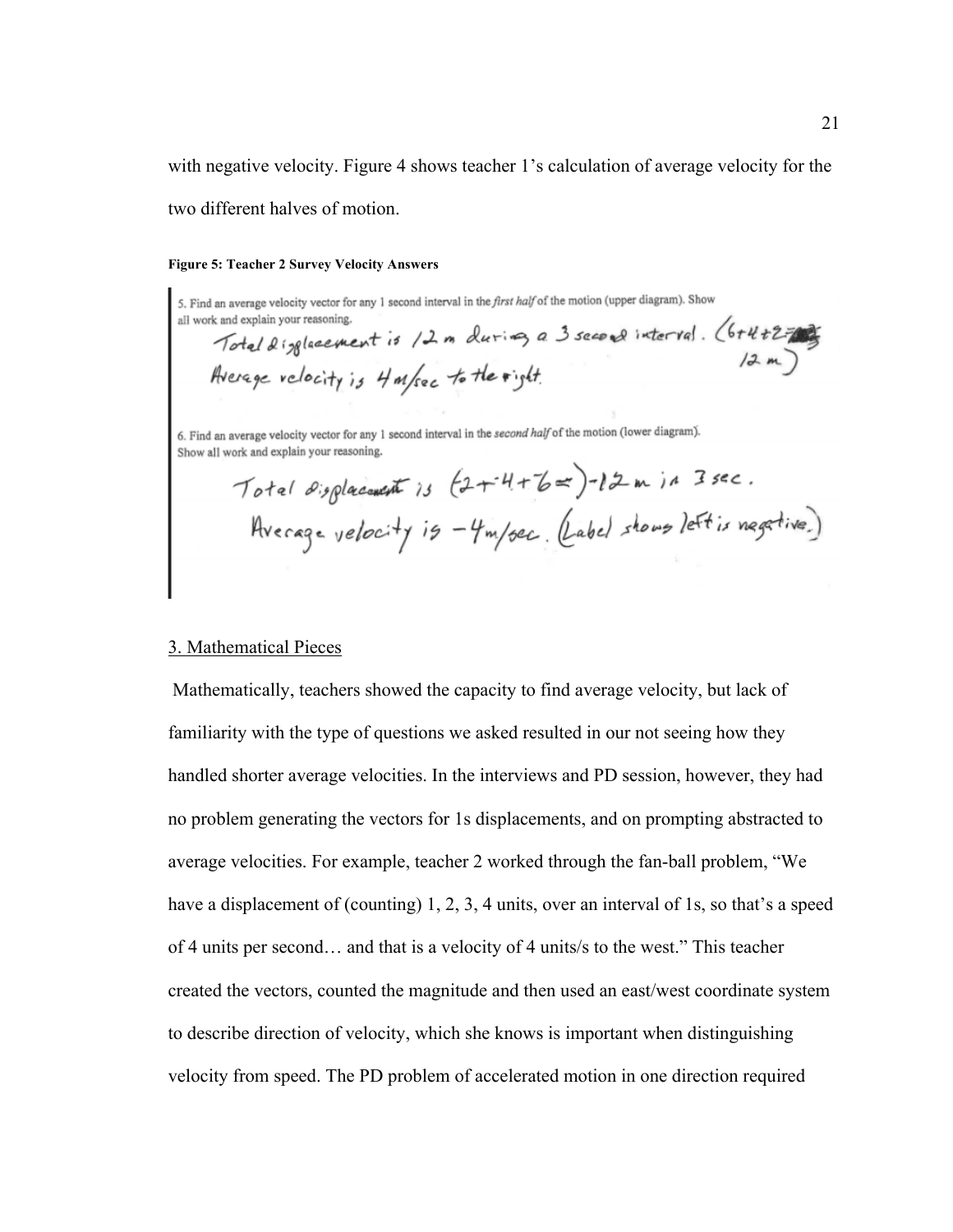with negative velocity. Figure 4 shows teacher 1's calculation of average velocity for the two different halves of motion.

**Figure 5: Teacher 2 Survey Velocity Answers**

5. Find an average velocity vector for any 1 second interval in the *first half* of the motion (upper diagram). Show all work and explain your reasoning.

Total displacement is 12 m during a 3 second interval. (6+4+2= 12 m)
Average velocity is 4 m/sec to the right.

6. Find an average velocity vector for any 1 second interval in the *second half* of the motion (lower diagram). Show all work and explain your reasoning.

Total displacement is (-2+-4+-6=)-12 m in 3 sec.
Average velocity is -4m/sec. (Label shows left is negative.)

3. Mathematical Pieces

Mathematically, teachers showed the capacity to find average velocity, but lack of familiarity with the type of questions we asked resulted in our not seeing how they handled shorter average velocities. In the interviews and PD session, however, they had no problem generating the vectors for 1s displacements, and on prompting abstracted to average velocities. For example, teacher 2 worked through the fan-ball problem, "We have a displacement of (counting) 1, 2, 3, 4 units, over an interval of 1s, so that's a speed of 4 units per second… and that is a velocity of 4 units/s to the west." This teacher created the vectors, counted the magnitude and then used an east/west coordinate system to describe direction of velocity, which she knows is important when distinguishing velocity from speed. The PD problem of accelerated motion in one direction required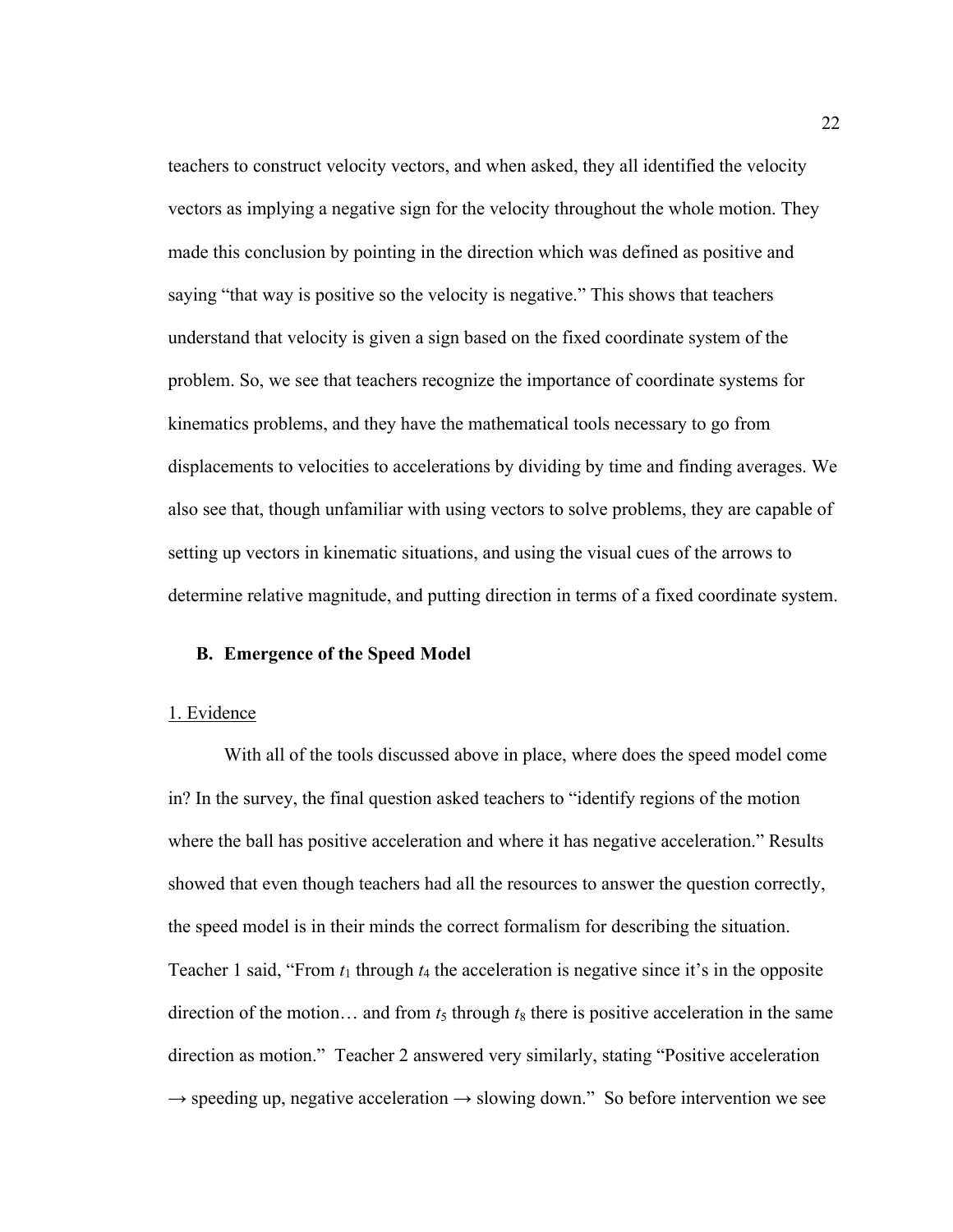teachers to construct velocity vectors, and when asked, they all identified the velocity vectors as implying a negative sign for the velocity throughout the whole motion. They made this conclusion by pointing in the direction which was defined as positive and saying "that way is positive so the velocity is negative." This shows that teachers understand that velocity is given a sign based on the fixed coordinate system of the problem. So, we see that teachers recognize the importance of coordinate systems for kinematics problems, and they have the mathematical tools necessary to go from displacements to velocities to accelerations by dividing by time and finding averages. We also see that, though unfamiliar with using vectors to solve problems, they are capable of setting up vectors in kinematic situations, and using the visual cues of the arrows to determine relative magnitude, and putting direction in terms of a fixed coordinate system.

### B. Emergence of the Speed Model

1. Evidence

With all of the tools discussed above in place, where does the speed model come in? In the survey, the final question asked teachers to "identify regions of the motion where the ball has positive acceleration and where it has negative acceleration." Results showed that even though teachers had all the resources to answer the question correctly, the speed model is in their minds the correct formalism for describing the situation. Teacher 1 said, "From $t_1$ through $t_4$ the acceleration is negative since it's in the opposite direction of the motion… and from $t_5$ through $t_8$ there is positive acceleration in the same direction as motion." Teacher 2 answered very similarly, stating "Positive acceleration → speeding up, negative acceleration → slowing down." So before intervention we see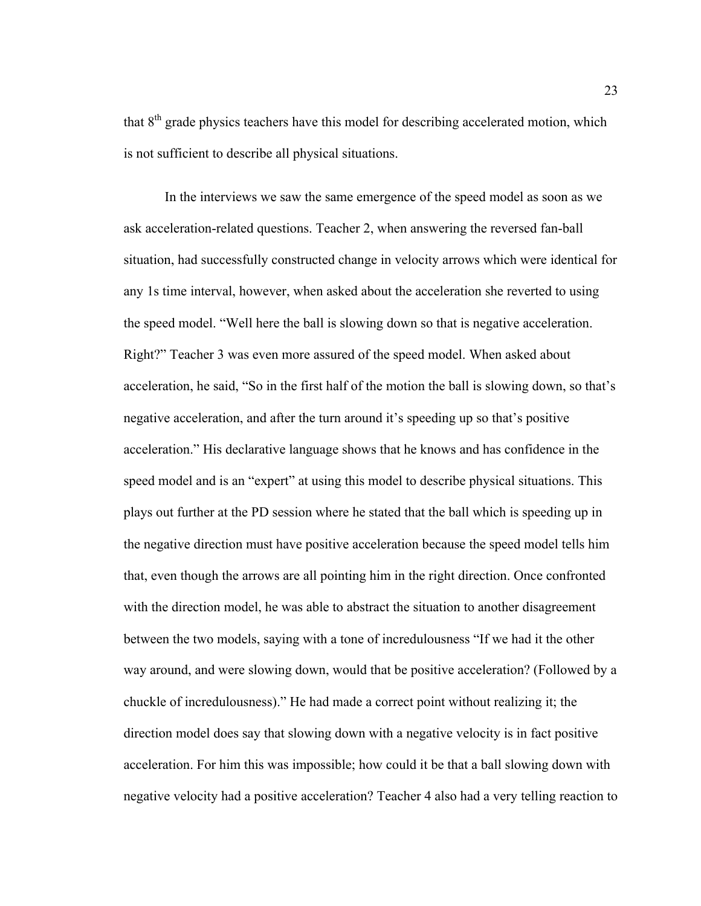that 8$^{th}$ grade physics teachers have this model for describing accelerated motion, which is not sufficient to describe all physical situations.

In the interviews we saw the same emergence of the speed model as soon as we ask acceleration-related questions. Teacher 2, when answering the reversed fan-ball situation, had successfully constructed change in velocity arrows which were identical for any 1s time interval, however, when asked about the acceleration she reverted to using the speed model. "Well here the ball is slowing down so that is negative acceleration. Right?" Teacher 3 was even more assured of the speed model. When asked about acceleration, he said, "So in the first half of the motion the ball is slowing down, so that's negative acceleration, and after the turn around it's speeding up so that's positive acceleration." His declarative language shows that he knows and has confidence in the speed model and is an "expert" at using this model to describe physical situations. This plays out further at the PD session where he stated that the ball which is speeding up in the negative direction must have positive acceleration because the speed model tells him that, even though the arrows are all pointing him in the right direction. Once confronted with the direction model, he was able to abstract the situation to another disagreement between the two models, saying with a tone of incredulousness "If we had it the other way around, and were slowing down, would that be positive acceleration? (Followed by a chuckle of incredulousness)." He had made a correct point without realizing it; the direction model does say that slowing down with a negative velocity is in fact positive acceleration. For him this was impossible; how could it be that a ball slowing down with negative velocity had a positive acceleration? Teacher 4 also had a very telling reaction to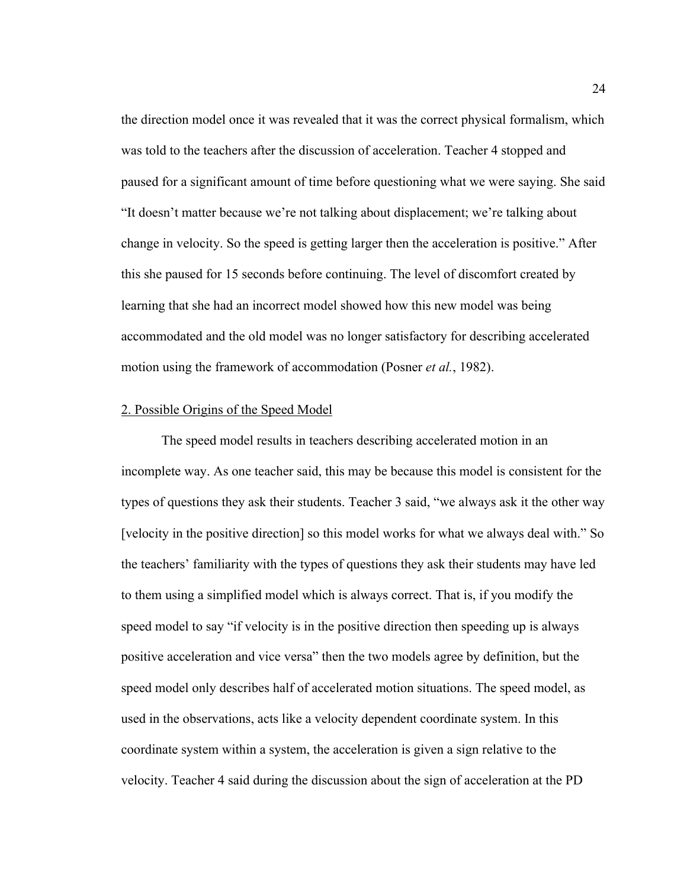the direction model once it was revealed that it was the correct physical formalism, which was told to the teachers after the discussion of acceleration. Teacher 4 stopped and paused for a significant amount of time before questioning what we were saying. She said “It doesn’t matter because we’re not talking about displacement; we’re talking about change in velocity. So the speed is getting larger then the acceleration is positive.” After this she paused for 15 seconds before continuing. The level of discomfort created by learning that she had an incorrect model showed how this new model was being accommodated and the old model was no longer satisfactory for describing accelerated motion using the framework of accommodation (Posner *et al.*, 1982).

2. Possible Origins of the Speed Model

The speed model results in teachers describing accelerated motion in an incomplete way. As one teacher said, this may be because this model is consistent for the types of questions they ask their students. Teacher 3 said, “we always ask it the other way [velocity in the positive direction] so this model works for what we always deal with.” So the teachers’ familiarity with the types of questions they ask their students may have led to them using a simplified model which is always correct. That is, if you modify the speed model to say “if velocity is in the positive direction then speeding up is always positive acceleration and vice versa” then the two models agree by definition, but the speed model only describes half of accelerated motion situations. The speed model, as used in the observations, acts like a velocity dependent coordinate system. In this coordinate system within a system, the acceleration is given a sign relative to the velocity. Teacher 4 said during the discussion about the sign of acceleration at the PD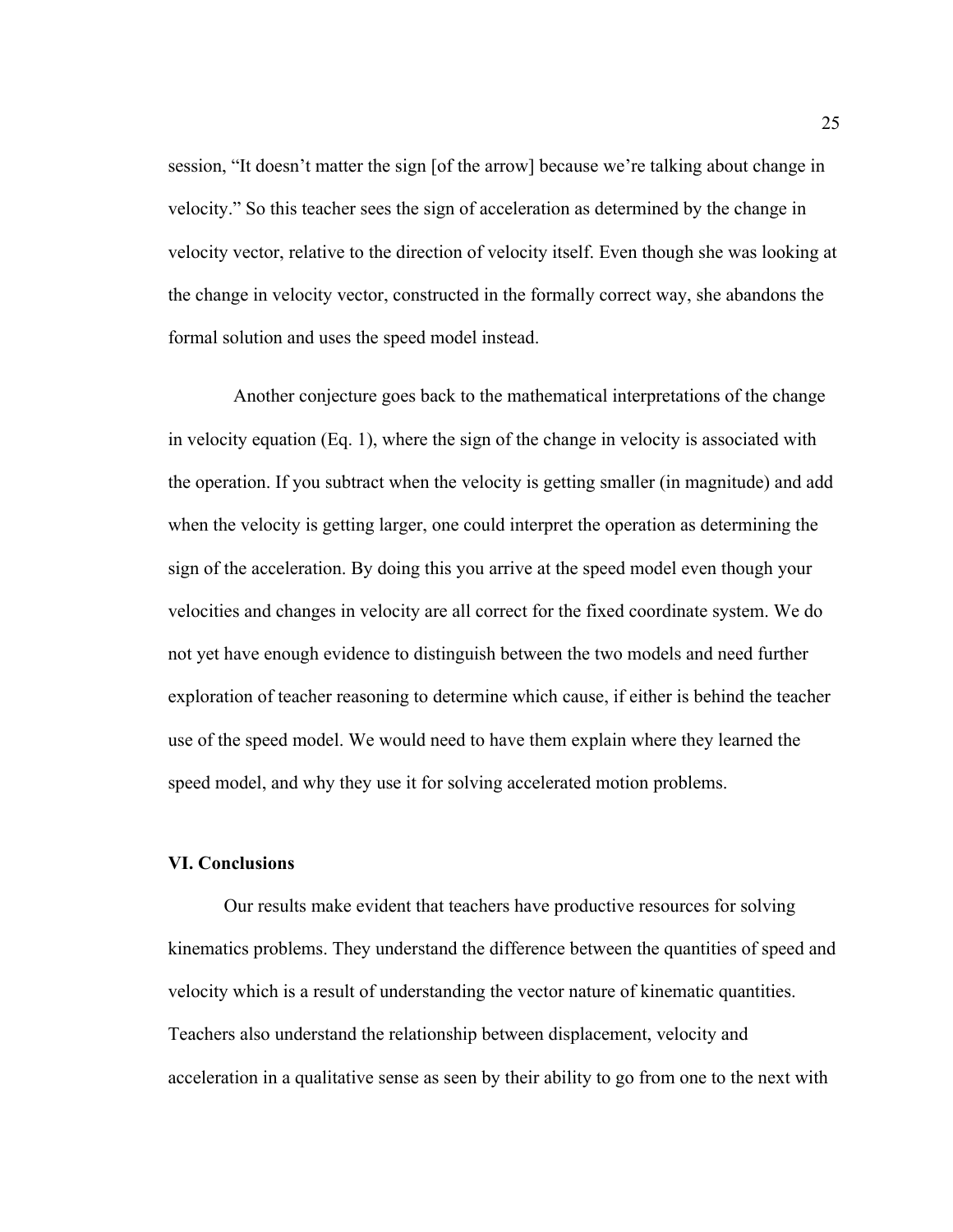session, "It doesn't matter the sign [of the arrow] because we're talking about change in velocity." So this teacher sees the sign of acceleration as determined by the change in velocity vector, relative to the direction of velocity itself. Even though she was looking at the change in velocity vector, constructed in the formally correct way, she abandons the formal solution and uses the speed model instead.

Another conjecture goes back to the mathematical interpretations of the change in velocity equation (Eq. 1), where the sign of the change in velocity is associated with the operation. If you subtract when the velocity is getting smaller (in magnitude) and add when the velocity is getting larger, one could interpret the operation as determining the sign of the acceleration. By doing this you arrive at the speed model even though your velocities and changes in velocity are all correct for the fixed coordinate system. We do not yet have enough evidence to distinguish between the two models and need further exploration of teacher reasoning to determine which cause, if either is behind the teacher use of the speed model. We would need to have them explain where they learned the speed model, and why they use it for solving accelerated motion problems.

## VI. Conclusions

Our results make evident that teachers have productive resources for solving kinematics problems. They understand the difference between the quantities of speed and velocity which is a result of understanding the vector nature of kinematic quantities. Teachers also understand the relationship between displacement, velocity and acceleration in a qualitative sense as seen by their ability to go from one to the next with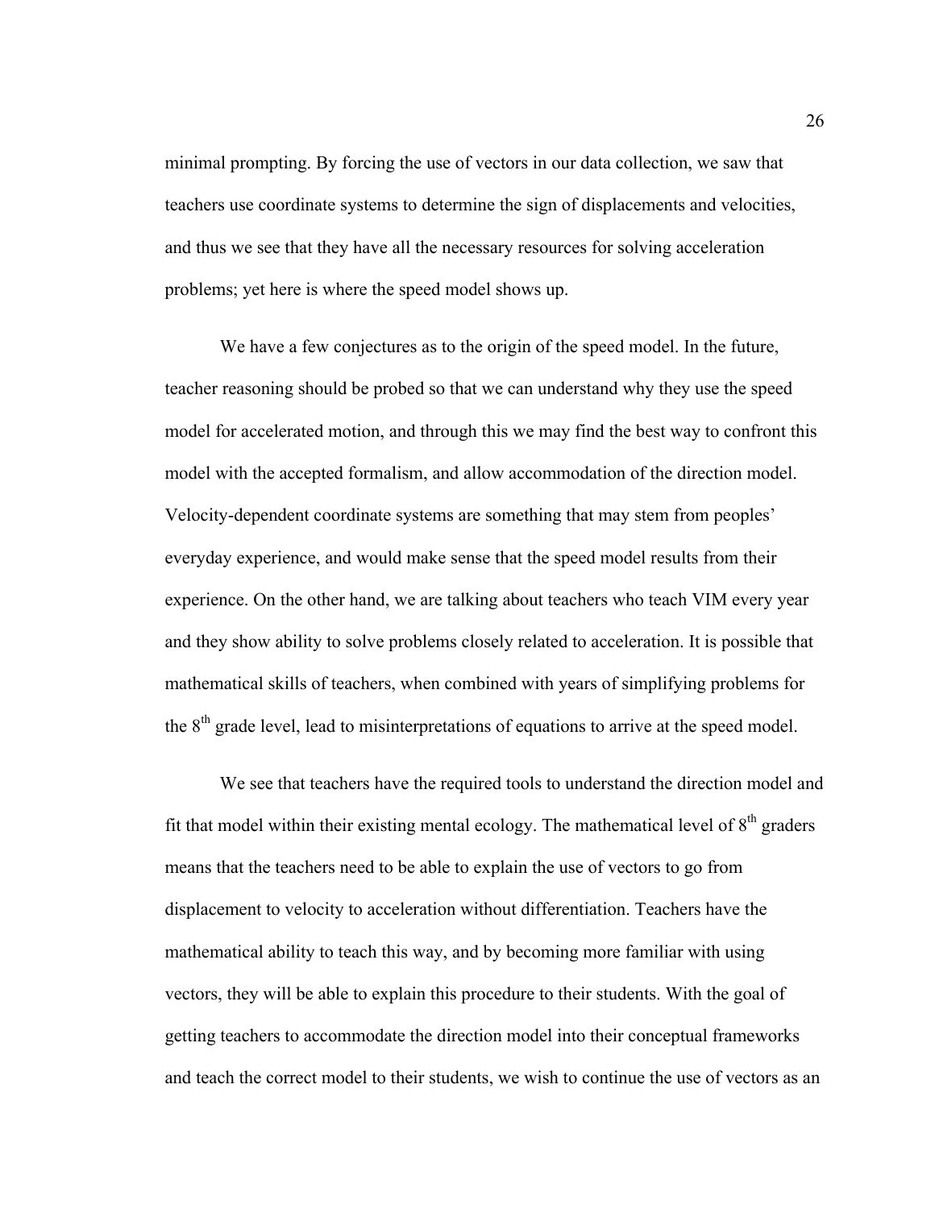minimal prompting. By forcing the use of vectors in our data collection, we saw that teachers use coordinate systems to determine the sign of displacements and velocities, and thus we see that they have all the necessary resources for solving acceleration problems; yet here is where the speed model shows up.

We have a few conjectures as to the origin of the speed model. In the future, teacher reasoning should be probed so that we can understand why they use the speed model for accelerated motion, and through this we may find the best way to confront this model with the accepted formalism, and allow accommodation of the direction model. Velocity-dependent coordinate systems are something that may stem from peoples' everyday experience, and would make sense that the speed model results from their experience. On the other hand, we are talking about teachers who teach VIM every year and they show ability to solve problems closely related to acceleration. It is possible that mathematical skills of teachers, when combined with years of simplifying problems for the $8^{th}$ grade level, lead to misinterpretations of equations to arrive at the speed model.

We see that teachers have the required tools to understand the direction model and fit that model within their existing mental ecology. The mathematical level of $8^{th}$ graders means that the teachers need to be able to explain the use of vectors to go from displacement to velocity to acceleration without differentiation. Teachers have the mathematical ability to teach this way, and by becoming more familiar with using vectors, they will be able to explain this procedure to their students. With the goal of getting teachers to accommodate the direction model into their conceptual frameworks and teach the correct model to their students, we wish to continue the use of vectors as an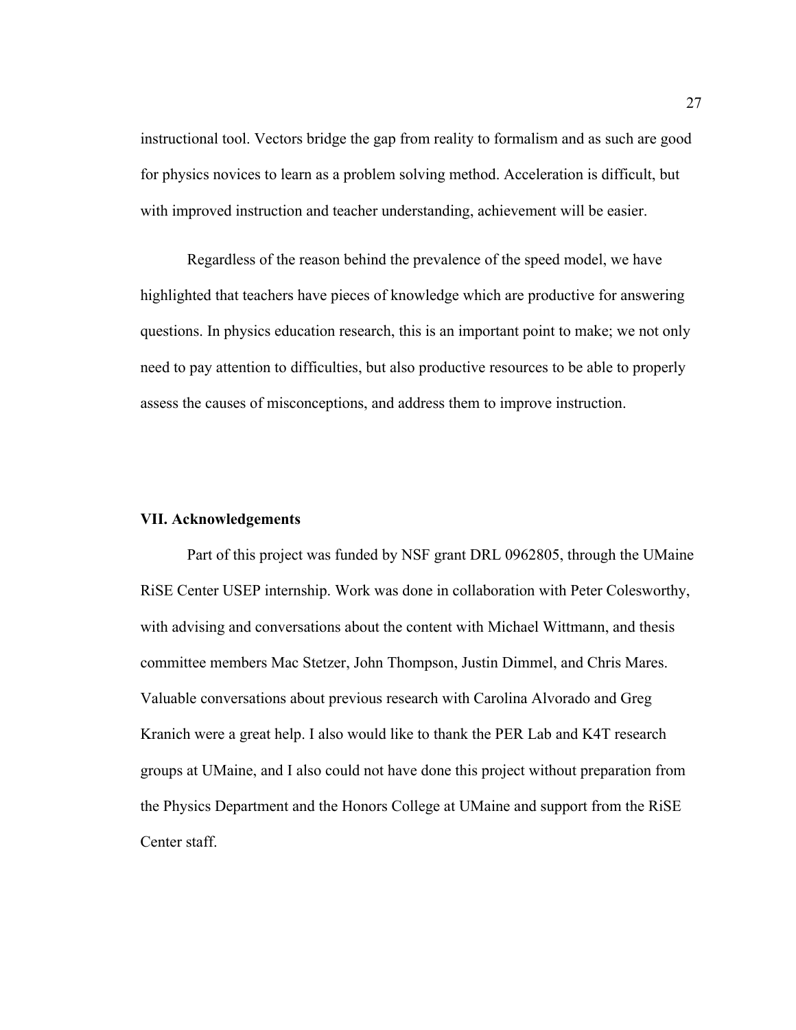instructional tool. Vectors bridge the gap from reality to formalism and as such are good for physics novices to learn as a problem solving method. Acceleration is difficult, but with improved instruction and teacher understanding, achievement will be easier.

Regardless of the reason behind the prevalence of the speed model, we have highlighted that teachers have pieces of knowledge which are productive for answering questions. In physics education research, this is an important point to make; we not only need to pay attention to difficulties, but also productive resources to be able to properly assess the causes of misconceptions, and address them to improve instruction.

## VII. Acknowledgements

Part of this project was funded by NSF grant DRL 0962805, through the UMaine RiSE Center USEP internship. Work was done in collaboration with Peter Colesworthy, with advising and conversations about the content with Michael Wittmann, and thesis committee members Mac Stetzer, John Thompson, Justin Dimmel, and Chris Mares. Valuable conversations about previous research with Carolina Alvorado and Greg Kranich were a great help. I also would like to thank the PER Lab and K4T research groups at UMaine, and I also could not have done this project without preparation from the Physics Department and the Honors College at UMaine and support from the RiSE Center staff.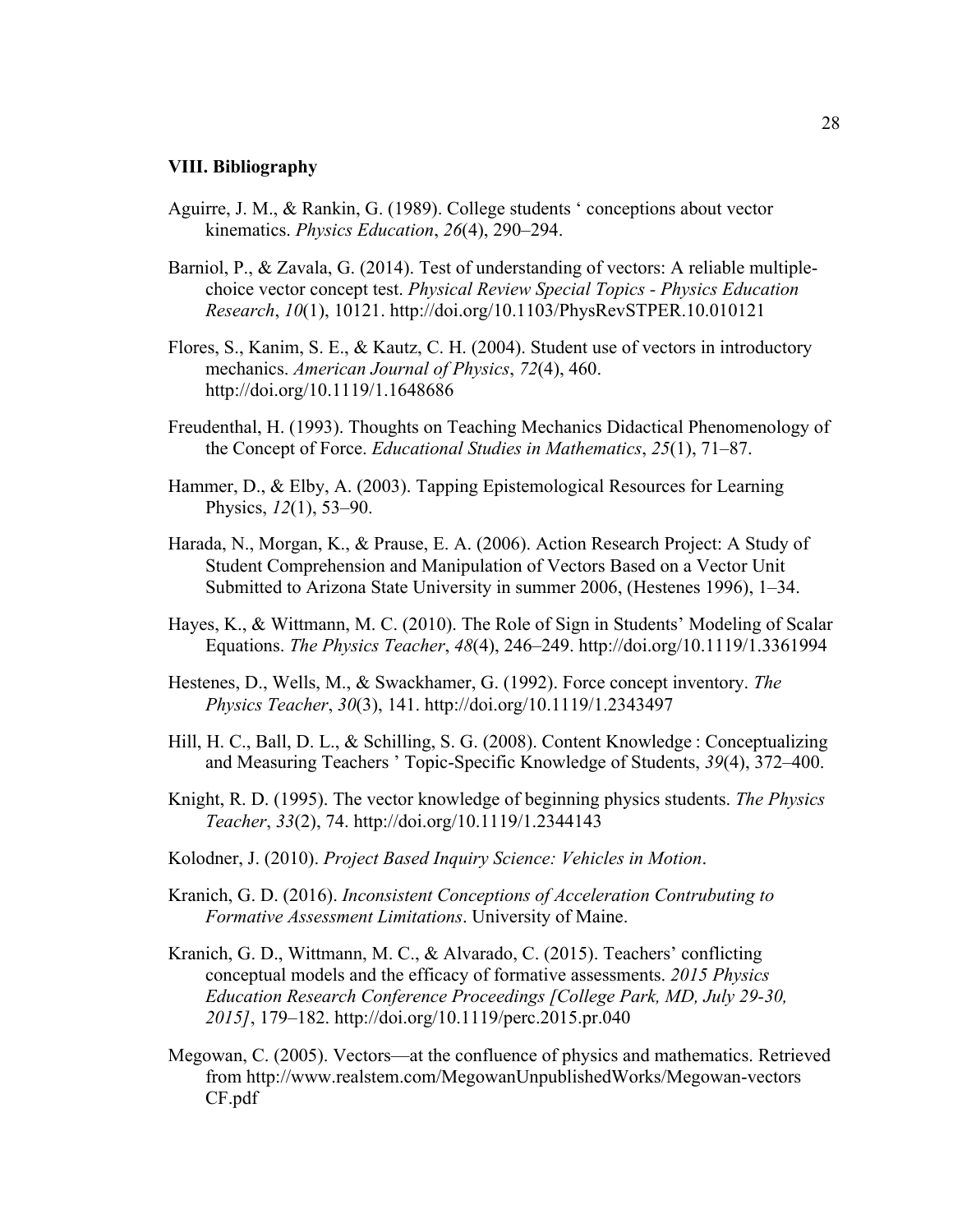## VIII. Bibliography

Aguirre, J. M., & Rankin, G. (1989). College students ' conceptions about vector kinematics. *Physics Education*, *26*(4), 290–294.

Barniol, P., & Zavala, G. (2014). Test of understanding of vectors: A reliable multiple-choice vector concept test. *Physical Review Special Topics - Physics Education Research*, *10*(1), 10121. http://doi.org/10.1103/PhysRevSTPER.10.010121

Flores, S., Kanim, S. E., & Kautz, C. H. (2004). Student use of vectors in introductory mechanics. *American Journal of Physics*, *72*(4), 460. http://doi.org/10.1119/1.1648686

Freudenthal, H. (1993). Thoughts on Teaching Mechanics Didactical Phenomenology of the Concept of Force. *Educational Studies in Mathematics*, *25*(1), 71–87.

Hammer, D., & Elby, A. (2003). Tapping Epistemological Resources for Learning Physics, *12*(1), 53–90.

Harada, N., Morgan, K., & Prause, E. A. (2006). Action Research Project: A Study of Student Comprehension and Manipulation of Vectors Based on a Vector Unit Submitted to Arizona State University in summer 2006, (Hestenes 1996), 1–34.

Hayes, K., & Wittmann, M. C. (2010). The Role of Sign in Students' Modeling of Scalar Equations. *The Physics Teacher*, *48*(4), 246–249. http://doi.org/10.1119/1.3361994

Hestenes, D., Wells, M., & Swackhamer, G. (1992). Force concept inventory. *The Physics Teacher*, *30*(3), 141. http://doi.org/10.1119/1.2343497

Hill, H. C., Ball, D. L., & Schilling, S. G. (2008). Content Knowledge : Conceptualizing and Measuring Teachers ' Topic-Specific Knowledge of Students, *39*(4), 372–400.

Knight, R. D. (1995). The vector knowledge of beginning physics students. *The Physics Teacher*, *33*(2), 74. http://doi.org/10.1119/1.2344143

Kolodner, J. (2010). *Project Based Inquiry Science: Vehicles in Motion*.

Kranich, G. D. (2016). *Inconsistent Conceptions of Acceleration Contrubuting to Formative Assessment Limitations*. University of Maine.

Kranich, G. D., Wittmann, M. C., & Alvarado, C. (2015). Teachers' conflicting conceptual models and the efficacy of formative assessments. *2015 Physics Education Research Conference Proceedings [College Park, MD, July 29-30, 2015]*, 179–182. http://doi.org/10.1119/perc.2015.pr.040

Megowan, C. (2005). Vectors—at the confluence of physics and mathematics. Retrieved from http://www.realstem.com/MegowanUnpublishedWorks/Megowan-vectors CF.pdf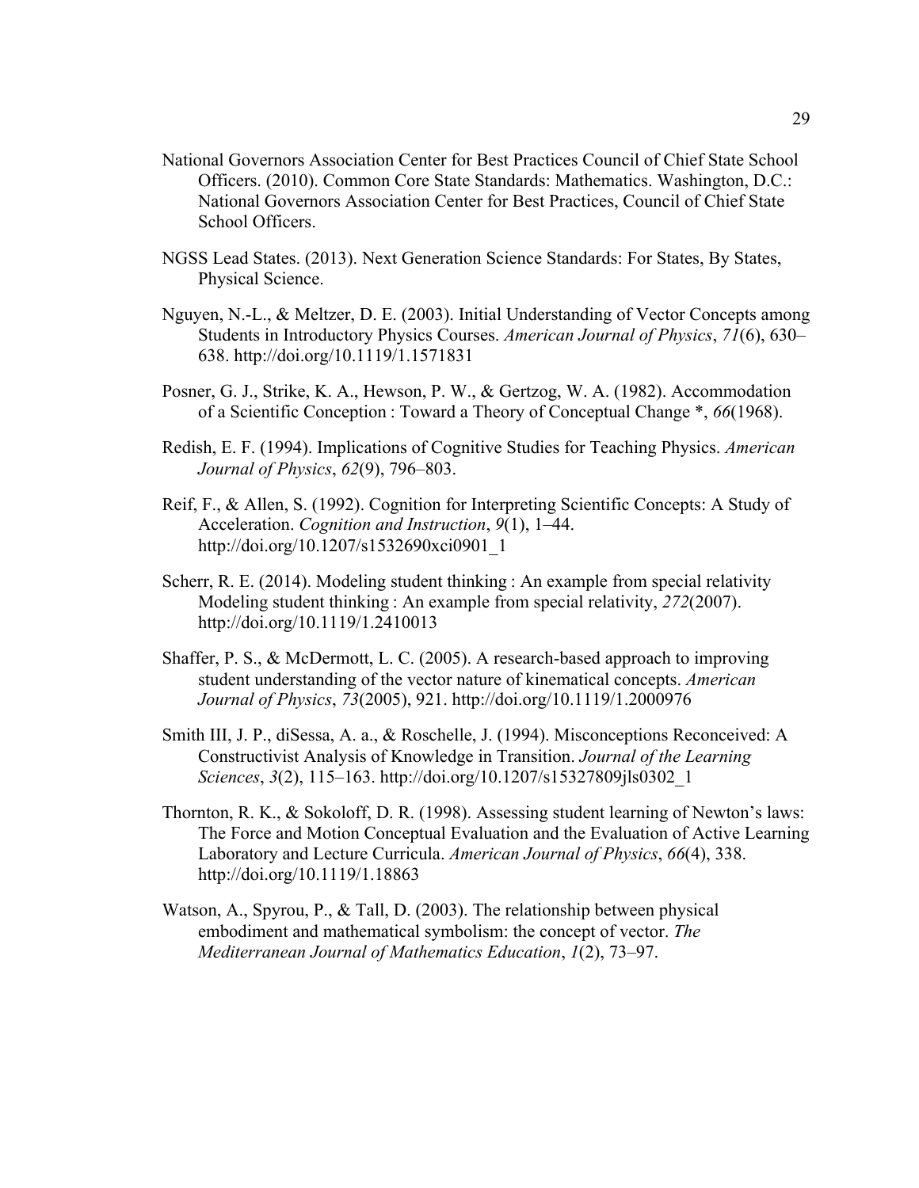National Governors Association Center for Best Practices Council of Chief State School Officers. (2010). Common Core State Standards: Mathematics. Washington, D.C.: National Governors Association Center for Best Practices, Council of Chief State School Officers.

NGSS Lead States. (2013). Next Generation Science Standards: For States, By States, Physical Science.

Nguyen, N.-L., & Meltzer, D. E. (2003). Initial Understanding of Vector Concepts among Students in Introductory Physics Courses. *American Journal of Physics*, *71*(6), 630–638. http://doi.org/10.1119/1.1571831

Posner, G. J., Strike, K. A., Hewson, P. W., & Gertzog, W. A. (1982). Accommodation of a Scientific Conception : Toward a Theory of Conceptual Change *, *66*(1968).

Redish, E. F. (1994). Implications of Cognitive Studies for Teaching Physics. *American Journal of Physics*, *62*(9), 796–803.

Reif, F., & Allen, S. (1992). Cognition for Interpreting Scientific Concepts: A Study of Acceleration. *Cognition and Instruction*, *9*(1), 1–44. http://doi.org/10.1207/s1532690xci0901_1

Scherr, R. E. (2014). Modeling student thinking : An example from special relativity Modeling student thinking : An example from special relativity, *272*(2007). http://doi.org/10.1119/1.2410013

Shaffer, P. S., & McDermott, L. C. (2005). A research-based approach to improving student understanding of the vector nature of kinematical concepts. *American Journal of Physics*, *73*(2005), 921. http://doi.org/10.1119/1.2000976

Smith III, J. P., diSessa, A. a., & Roschelle, J. (1994). Misconceptions Reconceived: A Constructivist Analysis of Knowledge in Transition. *Journal of the Learning Sciences*, *3*(2), 115–163. http://doi.org/10.1207/s15327809jls0302_1

Thornton, R. K., & Sokoloff, D. R. (1998). Assessing student learning of Newton's laws: The Force and Motion Conceptual Evaluation and the Evaluation of Active Learning Laboratory and Lecture Curricula. *American Journal of Physics*, *66*(4), 338. http://doi.org/10.1119/1.18863

Watson, A., Spyrou, P., & Tall, D. (2003). The relationship between physical embodiment and mathematical symbolism: the concept of vector. *The Mediterranean Journal of Mathematics Education*, *1*(2), 73–97.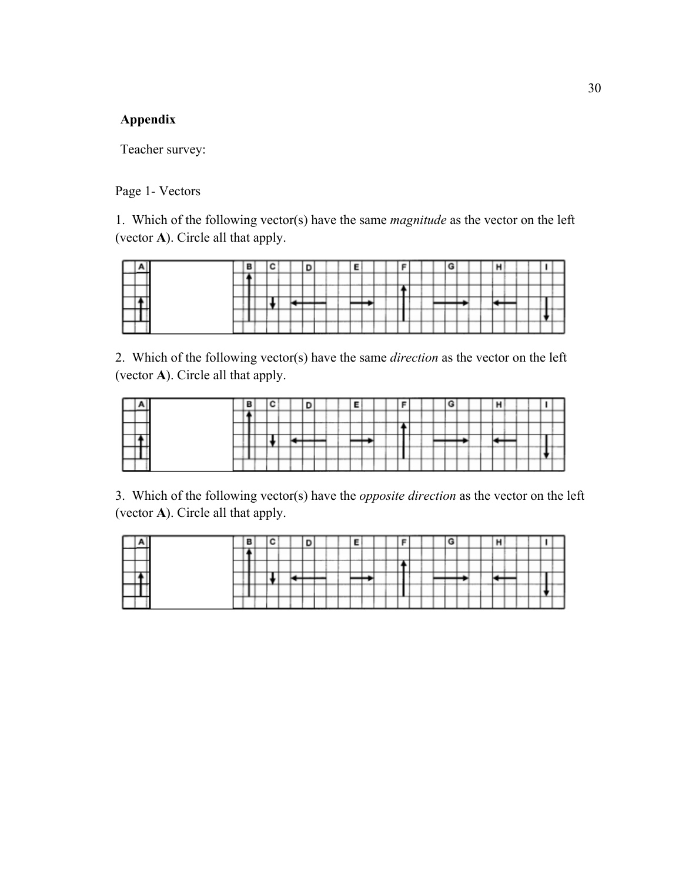**Appendix**

Teacher survey:

Page 1- Vectors

1. Which of the following vector(s) have the same *magnitude* as the vector on the left (vector **A**). Circle all that apply.

2. Which of the following vector(s) have the same *direction* as the vector on the left (vector **A**). Circle all that apply.

3. Which of the following vector(s) have the *opposite direction* as the vector on the left (vector **A**). Circle all that apply.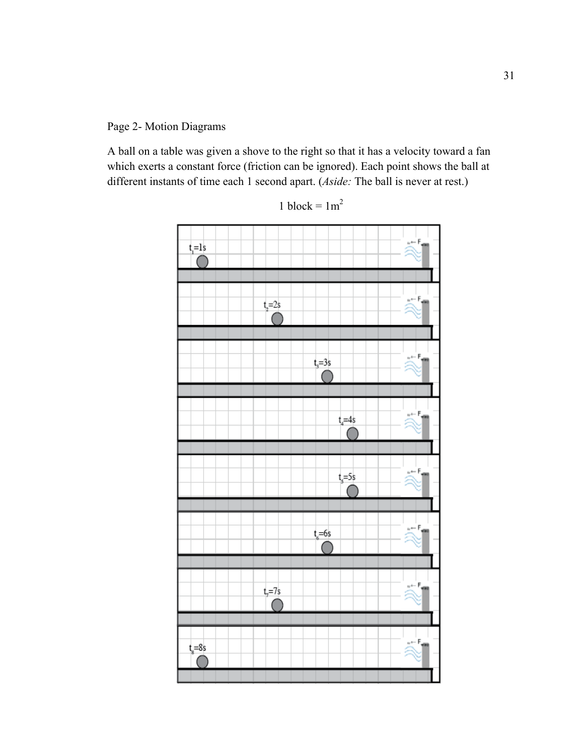Page 2- Motion Diagrams

A ball on a table was given a shove to the right so that it has a velocity toward a fan which exerts a constant force (friction can be ignored). Each point shows the ball at different instants of time each 1 second apart. (*Aside:* The ball is never at rest.)

1 block = $1m^2$

$t_1$=1s

$t_2$=2s

$t_3$=3s

$t_4$=4s

$t_5$=5s

$t_6$=6s

$t_7$=7s

$t_8$=8s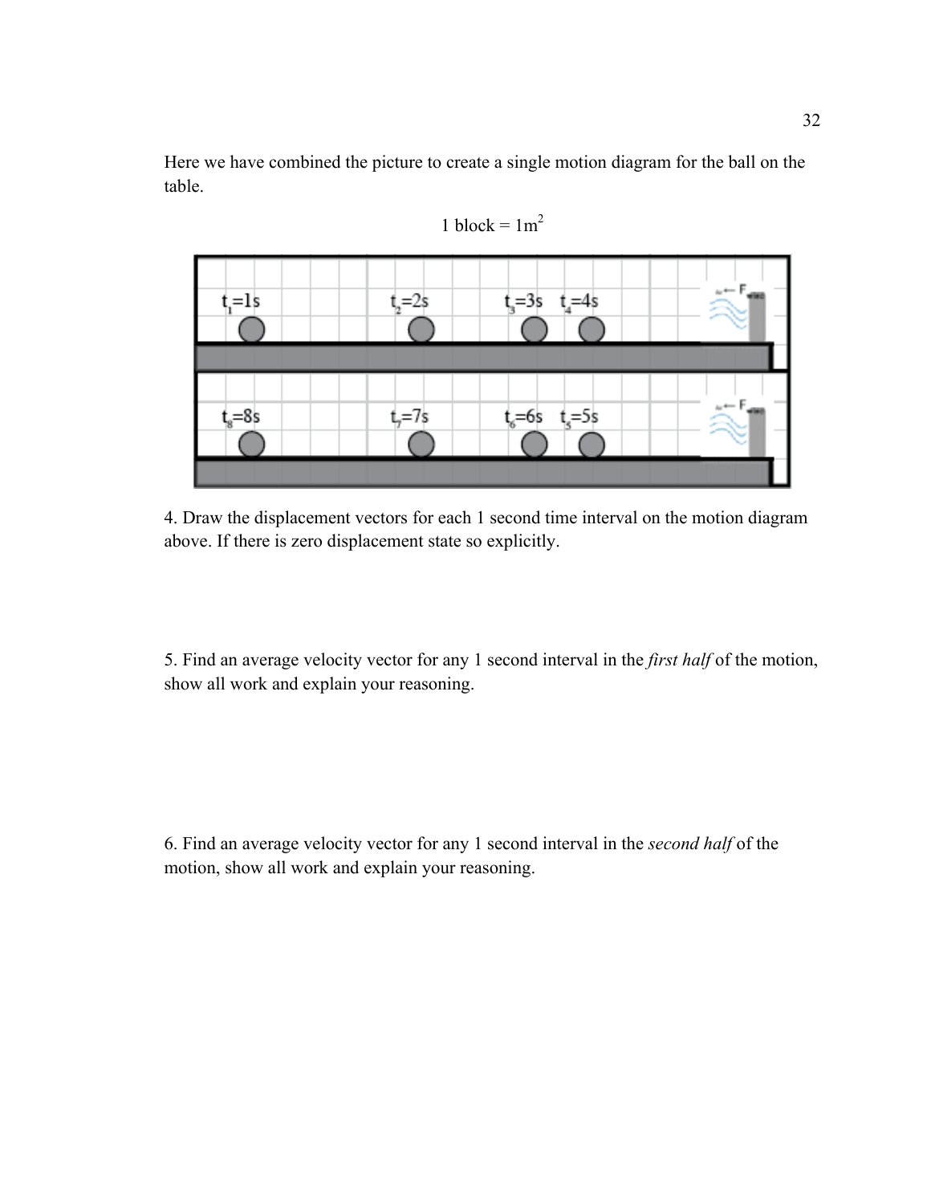Here we have combined the picture to create a single motion diagram for the ball on the table.

1 block = $1m^2$

4. Draw the displacement vectors for each 1 second time interval on the motion diagram above. If there is zero displacement state so explicitly.

5. Find an average velocity vector for any 1 second interval in the *first half* of the motion, show all work and explain your reasoning.

6. Find an average velocity vector for any 1 second interval in the *second half* of the motion, show all work and explain your reasoning.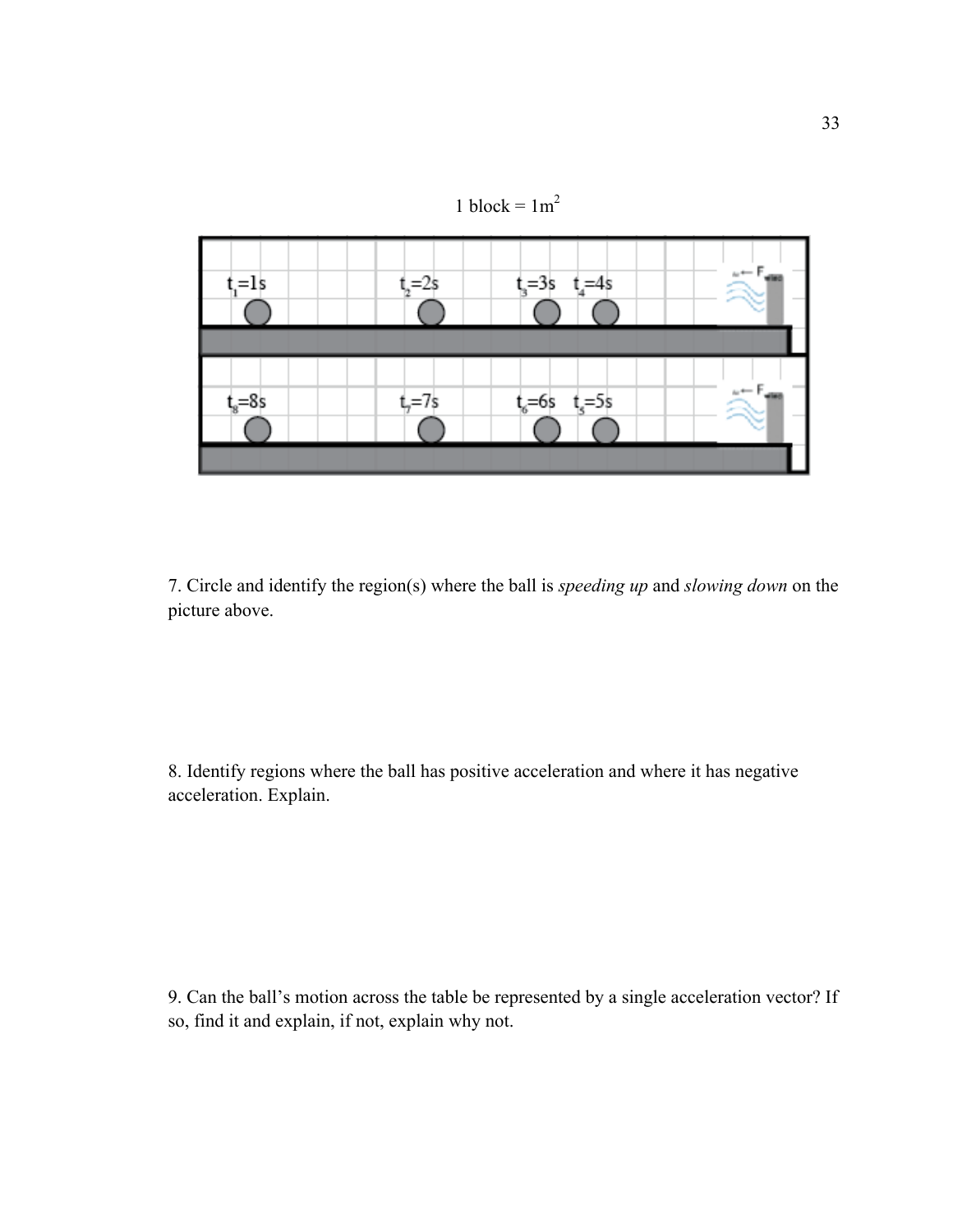1 block = 1m$^2$

$t_1$=1s $t_2$=2s $t_3$=3s $t_4$=4s

$t_8$=8s $t_7$=7s $t_6$=6s $t_5$=5s

7. Circle and identify the region(s) where the ball is *speeding up* and *slowing down* on the picture above.

8. Identify regions where the ball has positive acceleration and where it has negative acceleration. Explain.

9. Can the ball's motion across the table be represented by a single acceleration vector? If so, find it and explain, if not, explain why not.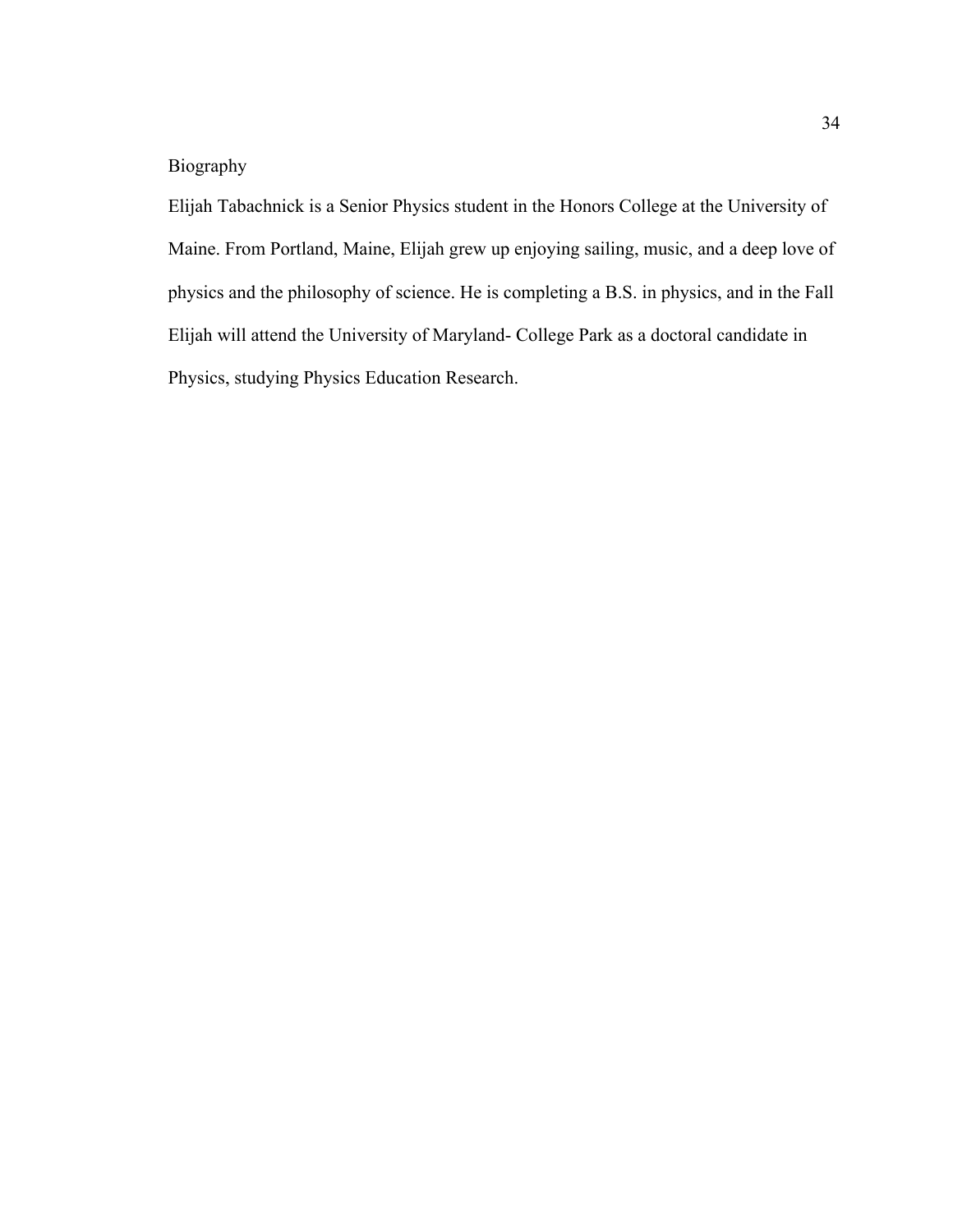# Biography

Elijah Tabachnick is a Senior Physics student in the Honors College at the University of Maine. From Portland, Maine, Elijah grew up enjoying sailing, music, and a deep love of physics and the philosophy of science. He is completing a B.S. in physics, and in the Fall Elijah will attend the University of Maryland- College Park as a doctoral candidate in Physics, studying Physics Education Research.